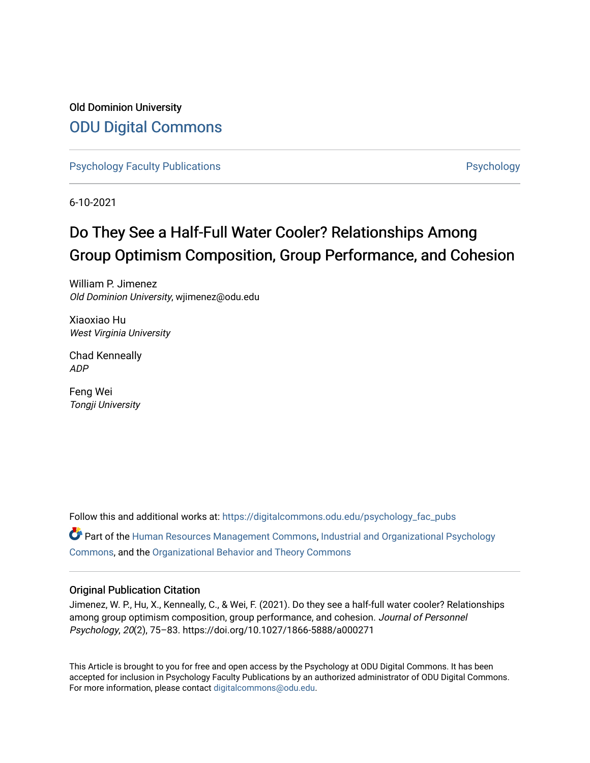Old Dominion University

# ODU Digital Commons

Psychology Faculty Publications

Psychology

6-10-2021

# Do They See a Half-Full Water Cooler? Relationships Among Group Optimism Composition, Group Performance, and Cohesion

William P. Jimenez
*Old Dominion University*, wjimenez@odu.edu

Xiaoxiao Hu
*West Virginia University*

Chad Kenneally
*ADP*

Feng Wei
*Tongji University*

Follow this and additional works at: https://digitalcommons.odu.edu/psychology_fac_pubs

Part of the Human Resources Management Commons, Industrial and Organizational Psychology Commons, and the Organizational Behavior and Theory Commons

## Original Publication Citation

Jimenez, W. P., Hu, X., Kenneally, C., & Wei, F. (2021). Do they see a half-full water cooler? Relationships among group optimism composition, group performance, and cohesion. *Journal of Personnel Psychology*, *20*(2), 75–83. https://doi.org/10.1027/1866-5888/a000271

This Article is brought to you for free and open access by the Psychology at ODU Digital Commons. It has been accepted for inclusion in Psychology Faculty Publications by an authorized administrator of ODU Digital Commons. For more information, please contact digitalcommons@odu.edu.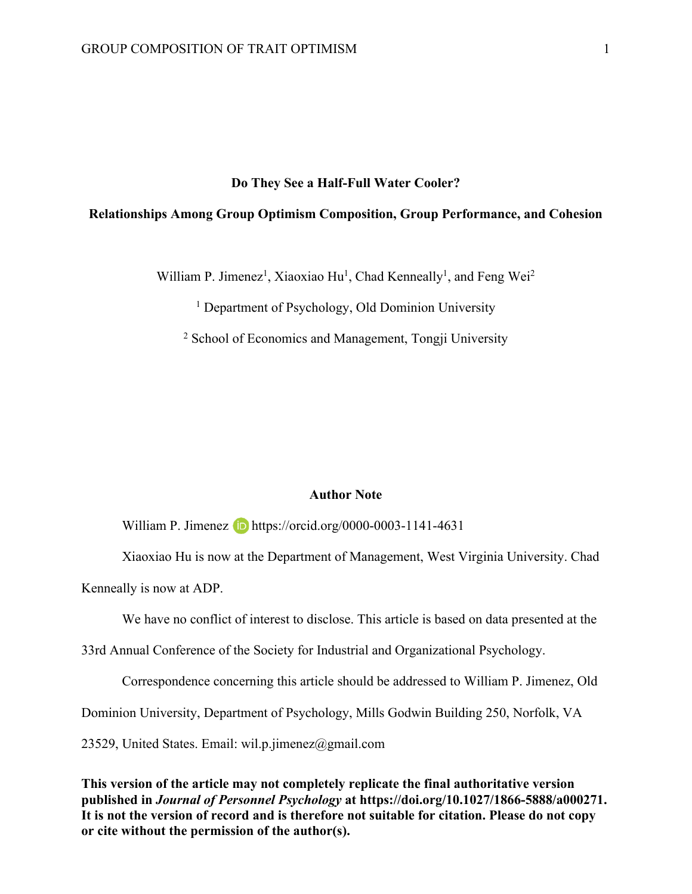**Do They See a Half-Full Water Cooler?**

**Relationships Among Group Optimism Composition, Group Performance, and Cohesion**

William P. Jimenez[1], Xiaoxiao Hu[1], Chad Kenneally[1], and Feng Wei[2]

[1] Department of Psychology, Old Dominion University

[2] School of Economics and Management, Tongji University

**Author Note**

William P. Jimenez https://orcid.org/0000-0003-1141-4631

Xiaoxiao Hu is now at the Department of Management, West Virginia University. Chad Kenneally is now at ADP.

We have no conflict of interest to disclose. This article is based on data presented at the 33rd Annual Conference of the Society for Industrial and Organizational Psychology.

Correspondence concerning this article should be addressed to William P. Jimenez, Old Dominion University, Department of Psychology, Mills Godwin Building 250, Norfolk, VA 23529, United States. Email: wil.p.jimenez@gmail.com

**This version of the article may not completely replicate the final authoritative version published in *Journal of Personnel Psychology* at https://doi.org/10.1027/1866-5888/a000271. It is not the version of record and is therefore not suitable for citation. Please do not copy or cite without the permission of the author(s).**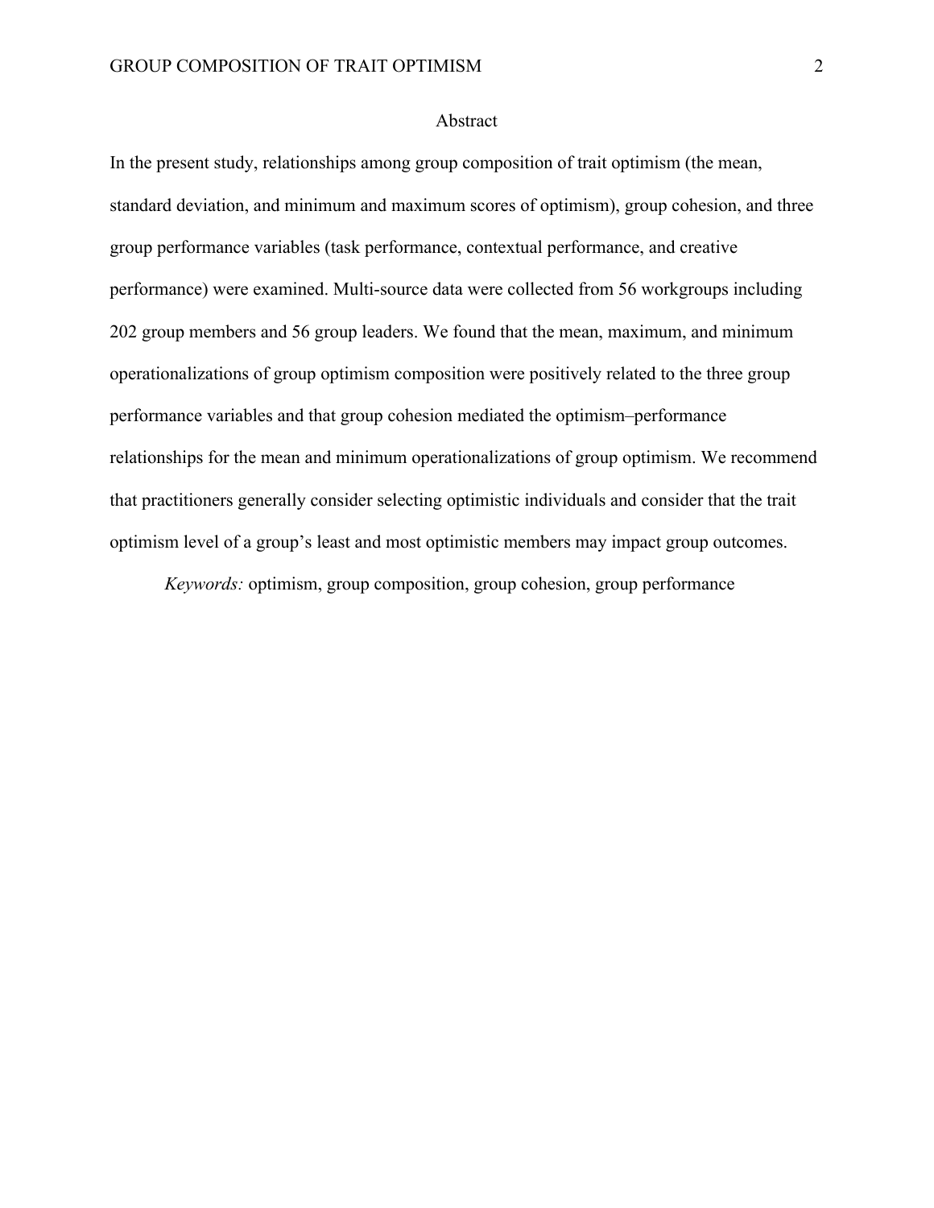# Abstract

In the present study, relationships among group composition of trait optimism (the mean, standard deviation, and minimum and maximum scores of optimism), group cohesion, and three group performance variables (task performance, contextual performance, and creative performance) were examined. Multi-source data were collected from 56 workgroups including 202 group members and 56 group leaders. We found that the mean, maximum, and minimum operationalizations of group optimism composition were positively related to the three group performance variables and that group cohesion mediated the optimism–performance relationships for the mean and minimum operationalizations of group optimism. We recommend that practitioners generally consider selecting optimistic individuals and consider that the trait optimism level of a group's least and most optimistic members may impact group outcomes.

*Keywords:* optimism, group composition, group cohesion, group performance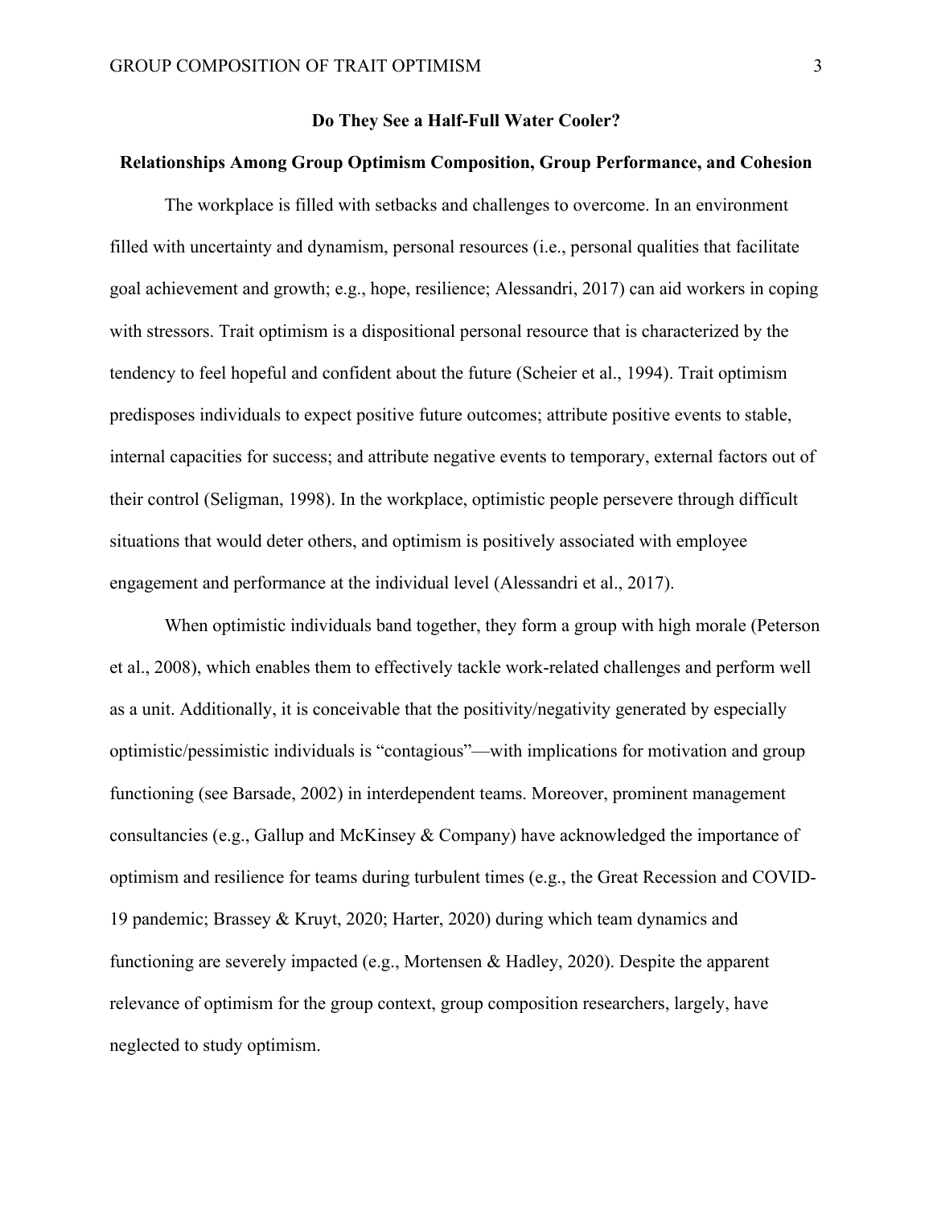## Do They See a Half-Full Water Cooler?

## Relationships Among Group Optimism Composition, Group Performance, and Cohesion

The workplace is filled with setbacks and challenges to overcome. In an environment filled with uncertainty and dynamism, personal resources (i.e., personal qualities that facilitate goal achievement and growth; e.g., hope, resilience; Alessandri, 2017) can aid workers in coping with stressors. Trait optimism is a dispositional personal resource that is characterized by the tendency to feel hopeful and confident about the future (Scheier et al., 1994). Trait optimism predisposes individuals to expect positive future outcomes; attribute positive events to stable, internal capacities for success; and attribute negative events to temporary, external factors out of their control (Seligman, 1998). In the workplace, optimistic people persevere through difficult situations that would deter others, and optimism is positively associated with employee engagement and performance at the individual level (Alessandri et al., 2017).

When optimistic individuals band together, they form a group with high morale (Peterson et al., 2008), which enables them to effectively tackle work-related challenges and perform well as a unit. Additionally, it is conceivable that the positivity/negativity generated by especially optimistic/pessimistic individuals is "contagious"—with implications for motivation and group functioning (see Barsade, 2002) in interdependent teams. Moreover, prominent management consultancies (e.g., Gallup and McKinsey & Company) have acknowledged the importance of optimism and resilience for teams during turbulent times (e.g., the Great Recession and COVID-19 pandemic; Brassey & Kruyt, 2020; Harter, 2020) during which team dynamics and functioning are severely impacted (e.g., Mortensen & Hadley, 2020). Despite the apparent relevance of optimism for the group context, group composition researchers, largely, have neglected to study optimism.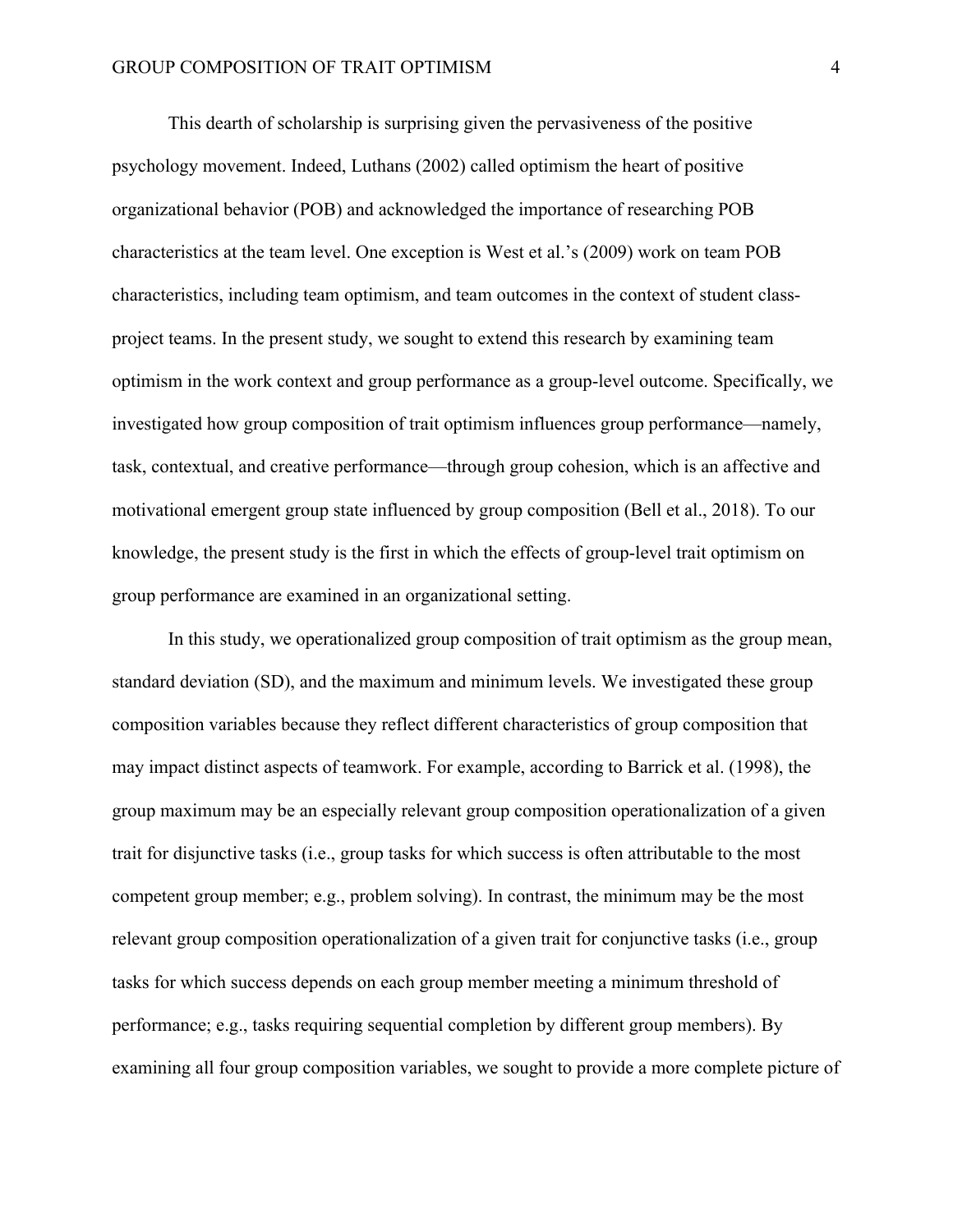This dearth of scholarship is surprising given the pervasiveness of the positive psychology movement. Indeed, Luthans (2002) called optimism the heart of positive organizational behavior (POB) and acknowledged the importance of researching POB characteristics at the team level. One exception is West et al.'s (2009) work on team POB characteristics, including team optimism, and team outcomes in the context of student class-project teams. In the present study, we sought to extend this research by examining team optimism in the work context and group performance as a group-level outcome. Specifically, we investigated how group composition of trait optimism influences group performance—namely, task, contextual, and creative performance—through group cohesion, which is an affective and motivational emergent group state influenced by group composition (Bell et al., 2018). To our knowledge, the present study is the first in which the effects of group-level trait optimism on group performance are examined in an organizational setting.

In this study, we operationalized group composition of trait optimism as the group mean, standard deviation (SD), and the maximum and minimum levels. We investigated these group composition variables because they reflect different characteristics of group composition that may impact distinct aspects of teamwork. For example, according to Barrick et al. (1998), the group maximum may be an especially relevant group composition operationalization of a given trait for disjunctive tasks (i.e., group tasks for which success is often attributable to the most competent group member; e.g., problem solving). In contrast, the minimum may be the most relevant group composition operationalization of a given trait for conjunctive tasks (i.e., group tasks for which success depends on each group member meeting a minimum threshold of performance; e.g., tasks requiring sequential completion by different group members). By examining all four group composition variables, we sought to provide a more complete picture of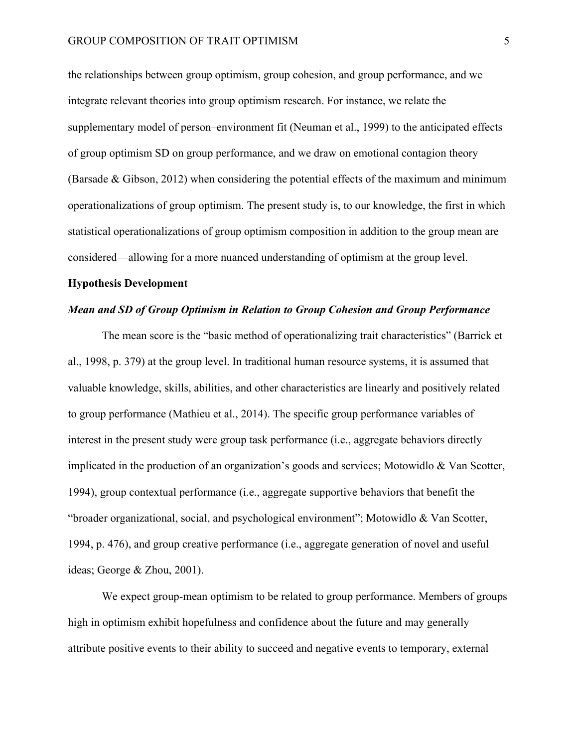the relationships between group optimism, group cohesion, and group performance, and we integrate relevant theories into group optimism research. For instance, we relate the supplementary model of person–environment fit (Neuman et al., 1999) to the anticipated effects of group optimism SD on group performance, and we draw on emotional contagion theory (Barsade & Gibson, 2012) when considering the potential effects of the maximum and minimum operationalizations of group optimism. The present study is, to our knowledge, the first in which statistical operationalizations of group optimism composition in addition to the group mean are considered—allowing for a more nuanced understanding of optimism at the group level.

## Hypothesis Development

### *Mean and SD of Group Optimism in Relation to Group Cohesion and Group Performance*

The mean score is the "basic method of operationalizing trait characteristics" (Barrick et al., 1998, p. 379) at the group level. In traditional human resource systems, it is assumed that valuable knowledge, skills, abilities, and other characteristics are linearly and positively related to group performance (Mathieu et al., 2014). The specific group performance variables of interest in the present study were group task performance (i.e., aggregate behaviors directly implicated in the production of an organization's goods and services; Motowidlo & Van Scotter, 1994), group contextual performance (i.e., aggregate supportive behaviors that benefit the "broader organizational, social, and psychological environment"; Motowidlo & Van Scotter, 1994, p. 476), and group creative performance (i.e., aggregate generation of novel and useful ideas; George & Zhou, 2001).

We expect group-mean optimism to be related to group performance. Members of groups high in optimism exhibit hopefulness and confidence about the future and may generally attribute positive events to their ability to succeed and negative events to temporary, external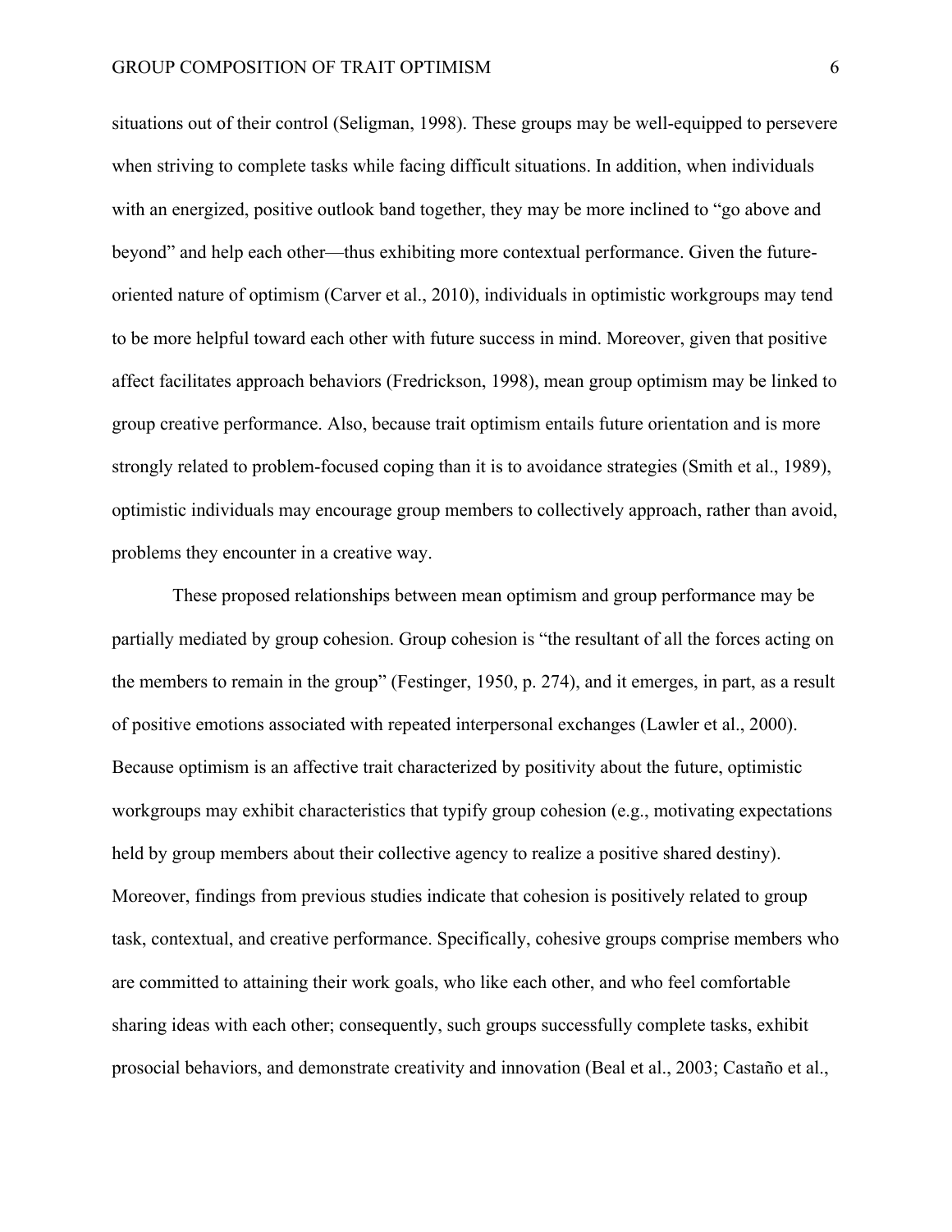situations out of their control (Seligman, 1998). These groups may be well-equipped to persevere when striving to complete tasks while facing difficult situations. In addition, when individuals with an energized, positive outlook band together, they may be more inclined to "go above and beyond" and help each other—thus exhibiting more contextual performance. Given the future-oriented nature of optimism (Carver et al., 2010), individuals in optimistic workgroups may tend to be more helpful toward each other with future success in mind. Moreover, given that positive affect facilitates approach behaviors (Fredrickson, 1998), mean group optimism may be linked to group creative performance. Also, because trait optimism entails future orientation and is more strongly related to problem-focused coping than it is to avoidance strategies (Smith et al., 1989), optimistic individuals may encourage group members to collectively approach, rather than avoid, problems they encounter in a creative way.

These proposed relationships between mean optimism and group performance may be partially mediated by group cohesion. Group cohesion is "the resultant of all the forces acting on the members to remain in the group" (Festinger, 1950, p. 274), and it emerges, in part, as a result of positive emotions associated with repeated interpersonal exchanges (Lawler et al., 2000). Because optimism is an affective trait characterized by positivity about the future, optimistic workgroups may exhibit characteristics that typify group cohesion (e.g., motivating expectations held by group members about their collective agency to realize a positive shared destiny). Moreover, findings from previous studies indicate that cohesion is positively related to group task, contextual, and creative performance. Specifically, cohesive groups comprise members who are committed to attaining their work goals, who like each other, and who feel comfortable sharing ideas with each other; consequently, such groups successfully complete tasks, exhibit prosocial behaviors, and demonstrate creativity and innovation (Beal et al., 2003; Castaño et al.,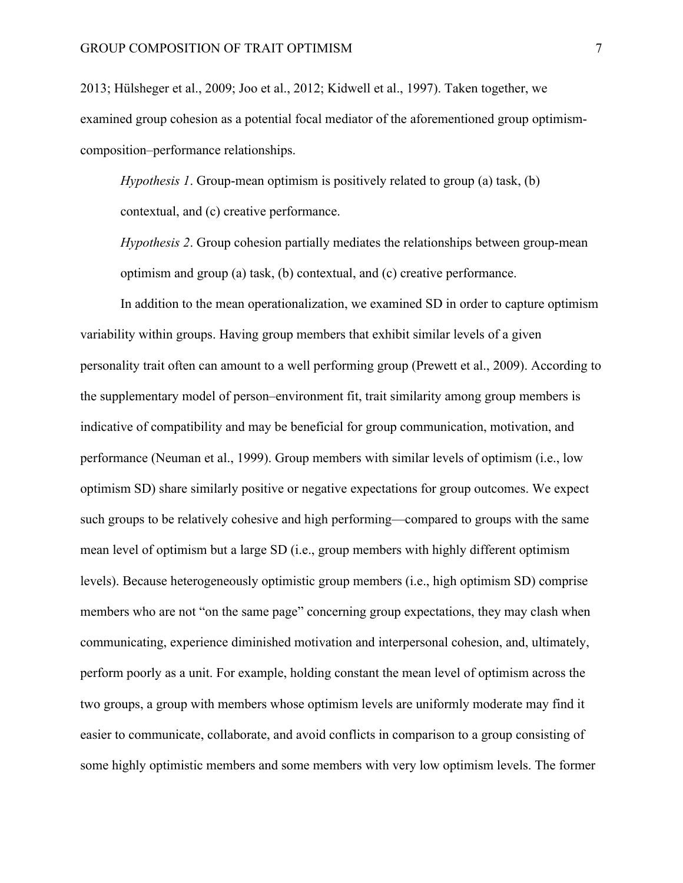2013; Hülsheger et al., 2009; Joo et al., 2012; Kidwell et al., 1997). Taken together, we examined group cohesion as a potential focal mediator of the aforementioned group optimism-composition–performance relationships.

*Hypothesis 1*. Group-mean optimism is positively related to group (a) task, (b) contextual, and (c) creative performance.

*Hypothesis 2*. Group cohesion partially mediates the relationships between group-mean optimism and group (a) task, (b) contextual, and (c) creative performance.

In addition to the mean operationalization, we examined SD in order to capture optimism variability within groups. Having group members that exhibit similar levels of a given personality trait often can amount to a well performing group (Prewett et al., 2009). According to the supplementary model of person–environment fit, trait similarity among group members is indicative of compatibility and may be beneficial for group communication, motivation, and performance (Neuman et al., 1999). Group members with similar levels of optimism (i.e., low optimism SD) share similarly positive or negative expectations for group outcomes. We expect such groups to be relatively cohesive and high performing—compared to groups with the same mean level of optimism but a large SD (i.e., group members with highly different optimism levels). Because heterogeneously optimistic group members (i.e., high optimism SD) comprise members who are not "on the same page" concerning group expectations, they may clash when communicating, experience diminished motivation and interpersonal cohesion, and, ultimately, perform poorly as a unit. For example, holding constant the mean level of optimism across the two groups, a group with members whose optimism levels are uniformly moderate may find it easier to communicate, collaborate, and avoid conflicts in comparison to a group consisting of some highly optimistic members and some members with very low optimism levels. The former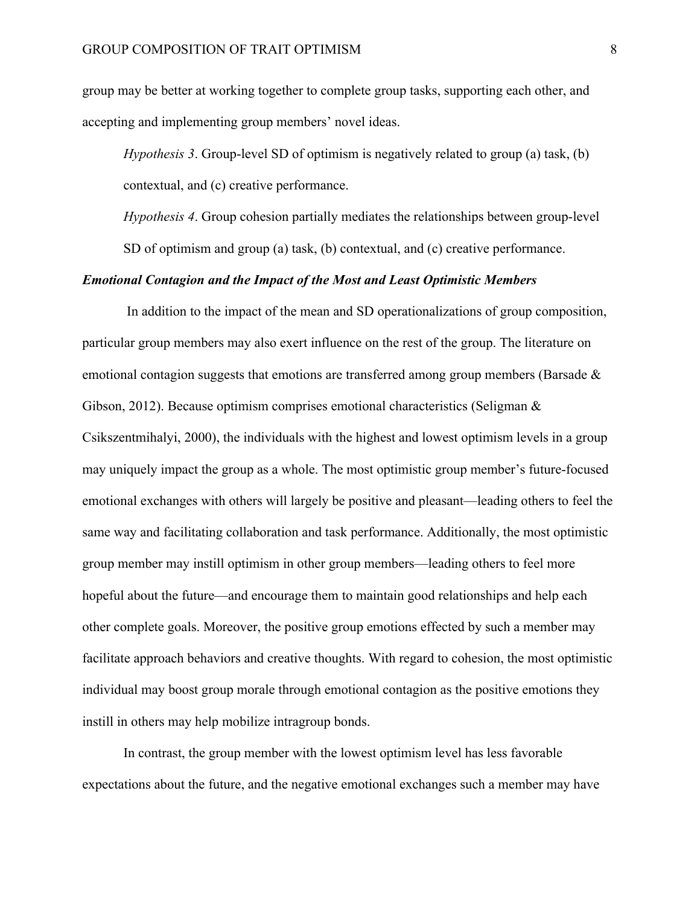group may be better at working together to complete group tasks, supporting each other, and accepting and implementing group members' novel ideas.

*Hypothesis 3*. Group-level SD of optimism is negatively related to group (a) task, (b) contextual, and (c) creative performance.

*Hypothesis 4*. Group cohesion partially mediates the relationships between group-level SD of optimism and group (a) task, (b) contextual, and (c) creative performance.

### *Emotional Contagion and the Impact of the Most and Least Optimistic Members*

In addition to the impact of the mean and SD operationalizations of group composition, particular group members may also exert influence on the rest of the group. The literature on emotional contagion suggests that emotions are transferred among group members (Barsade & Gibson, 2012). Because optimism comprises emotional characteristics (Seligman & Csikszentmihalyi, 2000), the individuals with the highest and lowest optimism levels in a group may uniquely impact the group as a whole. The most optimistic group member's future-focused emotional exchanges with others will largely be positive and pleasant—leading others to feel the same way and facilitating collaboration and task performance. Additionally, the most optimistic group member may instill optimism in other group members—leading others to feel more hopeful about the future—and encourage them to maintain good relationships and help each other complete goals. Moreover, the positive group emotions effected by such a member may facilitate approach behaviors and creative thoughts. With regard to cohesion, the most optimistic individual may boost group morale through emotional contagion as the positive emotions they instill in others may help mobilize intragroup bonds.

In contrast, the group member with the lowest optimism level has less favorable expectations about the future, and the negative emotional exchanges such a member may have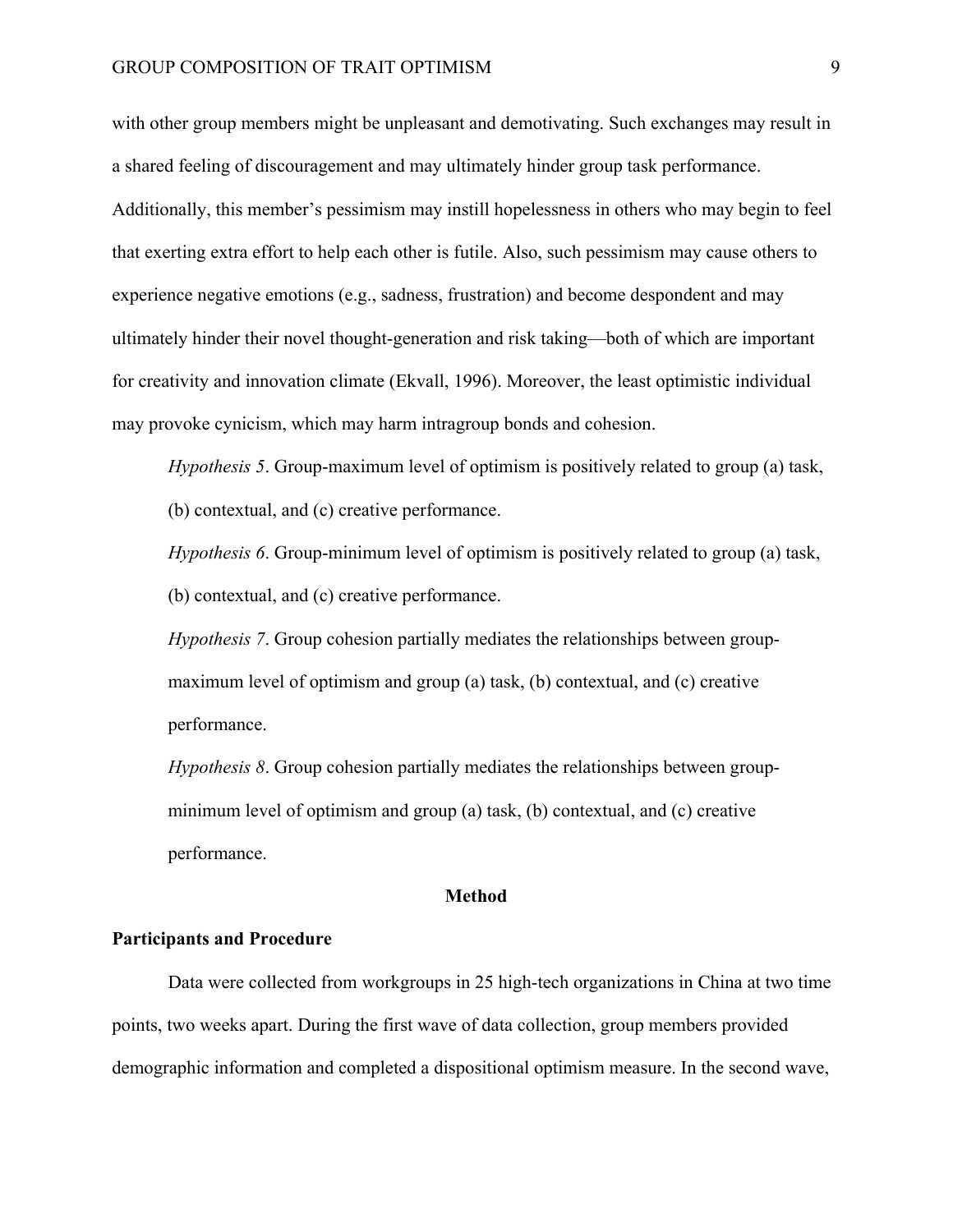with other group members might be unpleasant and demotivating. Such exchanges may result in a shared feeling of discouragement and may ultimately hinder group task performance. Additionally, this member's pessimism may instill hopelessness in others who may begin to feel that exerting extra effort to help each other is futile. Also, such pessimism may cause others to experience negative emotions (e.g., sadness, frustration) and become despondent and may ultimately hinder their novel thought-generation and risk taking—both of which are important for creativity and innovation climate (Ekvall, 1996). Moreover, the least optimistic individual may provoke cynicism, which may harm intragroup bonds and cohesion.

*Hypothesis 5*. Group-maximum level of optimism is positively related to group (a) task, (b) contextual, and (c) creative performance.

*Hypothesis 6*. Group-minimum level of optimism is positively related to group (a) task, (b) contextual, and (c) creative performance.

*Hypothesis 7*. Group cohesion partially mediates the relationships between group-maximum level of optimism and group (a) task, (b) contextual, and (c) creative performance.

*Hypothesis 8*. Group cohesion partially mediates the relationships between group-minimum level of optimism and group (a) task, (b) contextual, and (c) creative performance.

## Method

### Participants and Procedure

Data were collected from workgroups in 25 high-tech organizations in China at two time points, two weeks apart. During the first wave of data collection, group members provided demographic information and completed a dispositional optimism measure. In the second wave,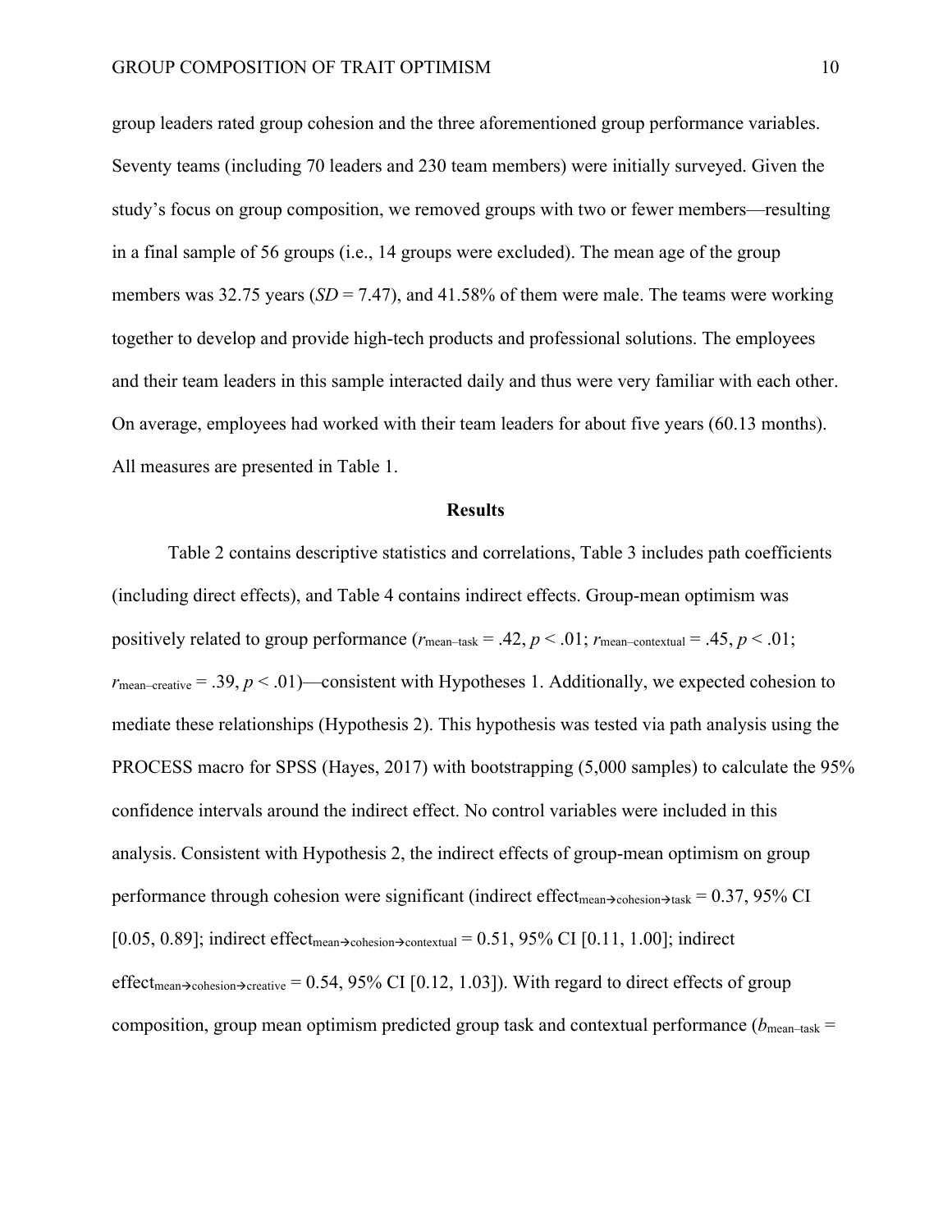group leaders rated group cohesion and the three aforementioned group performance variables. Seventy teams (including 70 leaders and 230 team members) were initially surveyed. Given the study's focus on group composition, we removed groups with two or fewer members—resulting in a final sample of 56 groups (i.e., 14 groups were excluded). The mean age of the group members was 32.75 years ($SD = 7.47$), and 41.58% of them were male. The teams were working together to develop and provide high-tech products and professional solutions. The employees and their team leaders in this sample interacted daily and thus were very familiar with each other. On average, employees had worked with their team leaders for about five years (60.13 months). All measures are presented in Table 1.

## Results

Table 2 contains descriptive statistics and correlations, Table 3 includes path coefficients (including direct effects), and Table 4 contains indirect effects. Group-mean optimism was positively related to group performance ($r_{\text{mean–task}} = .42$, $p < .01$; $r_{\text{mean–contextual}} = .45$, $p < .01$; $r_{\text{mean–creative}} = .39$, $p < .01$)—consistent with Hypotheses 1. Additionally, we expected cohesion to mediate these relationships (Hypothesis 2). This hypothesis was tested via path analysis using the PROCESS macro for SPSS (Hayes, 2017) with bootstrapping (5,000 samples) to calculate the 95% confidence intervals around the indirect effect. No control variables were included in this analysis. Consistent with Hypothesis 2, the indirect effects of group-mean optimism on group performance through cohesion were significant (indirect $\text{effect}_{\text{mean}\rightarrow\text{cohesion}\rightarrow\text{task}} = 0.37$, 95% CI [0.05, 0.89]; indirect $\text{effect}_{\text{mean}\rightarrow\text{cohesion}\rightarrow\text{contextual}} = 0.51$, 95% CI [0.11, 1.00]; indirect $\text{effect}_{\text{mean}\rightarrow\text{cohesion}\rightarrow\text{creative}} = 0.54$, 95% CI [0.12, 1.03]). With regard to direct effects of group composition, group mean optimism predicted group task and contextual performance ($b_{\text{mean–task}} =$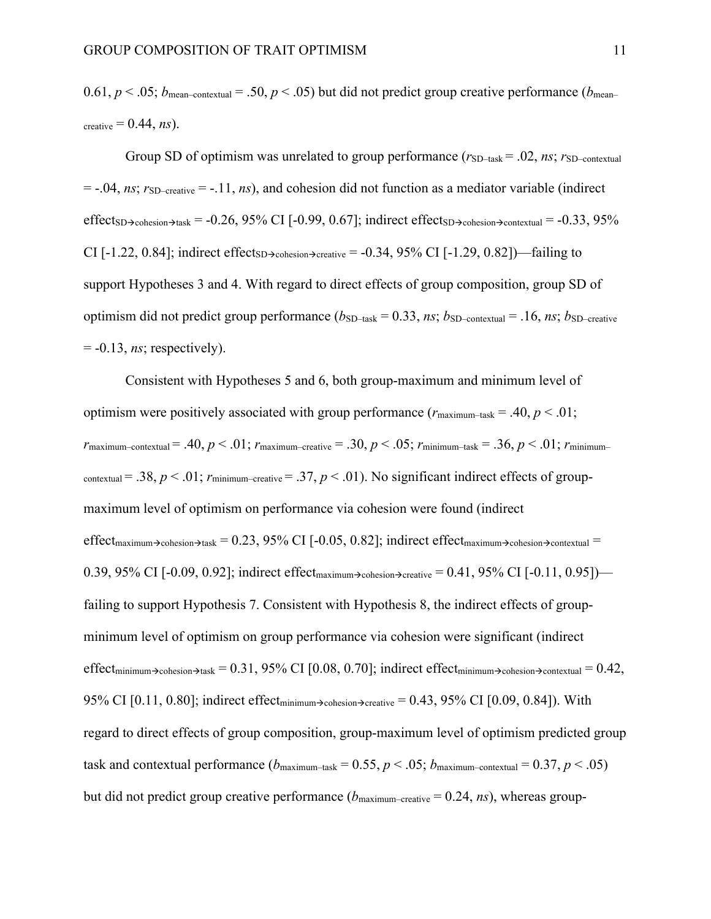0.61, $p < .05$; $b_{\text{mean–contextual}} = .50$, $p < .05$) but did not predict group creative performance ($b_{\text{mean–creative}} = 0.44$, *ns*).

Group SD of optimism was unrelated to group performance ($r_{\text{SD–task}} = .02$, *ns*; $r_{\text{SD–contextual}} = -.04$, *ns*; $r_{\text{SD–creative}} = -.11$, *ns*), and cohesion did not function as a mediator variable (indirect effect$_{\text{SD}\rightarrow\text{cohesion}\rightarrow\text{task}}$ = -0.26, 95% CI [-0.99, 0.67]; indirect effect$_{\text{SD}\rightarrow\text{cohesion}\rightarrow\text{contextual}}$ = -0.33, 95% CI [-1.22, 0.84]; indirect effect$_{\text{SD}\rightarrow\text{cohesion}\rightarrow\text{creative}}$ = -0.34, 95% CI [-1.29, 0.82])—failing to support Hypotheses 3 and 4. With regard to direct effects of group composition, group SD of optimism did not predict group performance ($b_{\text{SD–task}} = 0.33$, *ns*; $b_{\text{SD–contextual}} = .16$, *ns*; $b_{\text{SD–creative}} = -0.13$, *ns*; respectively).

Consistent with Hypotheses 5 and 6, both group-maximum and minimum level of optimism were positively associated with group performance ($r_{\text{maximum–task}} = .40$, $p < .01$; $r_{\text{maximum–contextual}} = .40$, $p < .01$; $r_{\text{maximum–creative}} = .30$, $p < .05$; $r_{\text{minimum–task}} = .36$, $p < .01$; $r_{\text{minimum–contextual}} = .38$, $p < .01$; $r_{\text{minimum–creative}} = .37$, $p < .01$). No significant indirect effects of group-maximum level of optimism on performance via cohesion were found (indirect effect$_{\text{maximum}\rightarrow\text{cohesion}\rightarrow\text{task}}$ = 0.23, 95% CI [-0.05, 0.82]; indirect effect$_{\text{maximum}\rightarrow\text{cohesion}\rightarrow\text{contextual}}$ = 0.39, 95% CI [-0.09, 0.92]; indirect effect$_{\text{maximum}\rightarrow\text{cohesion}\rightarrow\text{creative}}$ = 0.41, 95% CI [-0.11, 0.95])—failing to support Hypothesis 7. Consistent with Hypothesis 8, the indirect effects of group-minimum level of optimism on group performance via cohesion were significant (indirect effect$_{\text{minimum}\rightarrow\text{cohesion}\rightarrow\text{task}}$ = 0.31, 95% CI [0.08, 0.70]; indirect effect$_{\text{minimum}\rightarrow\text{cohesion}\rightarrow\text{contextual}}$ = 0.42, 95% CI [0.11, 0.80]; indirect effect$_{\text{minimum}\rightarrow\text{cohesion}\rightarrow\text{creative}}$ = 0.43, 95% CI [0.09, 0.84]). With regard to direct effects of group composition, group-maximum level of optimism predicted group task and contextual performance ($b_{\text{maximum–task}} = 0.55$, $p < .05$; $b_{\text{maximum–contextual}} = 0.37$, $p < .05$) but did not predict group creative performance ($b_{\text{maximum–creative}} = 0.24$, *ns*), whereas group-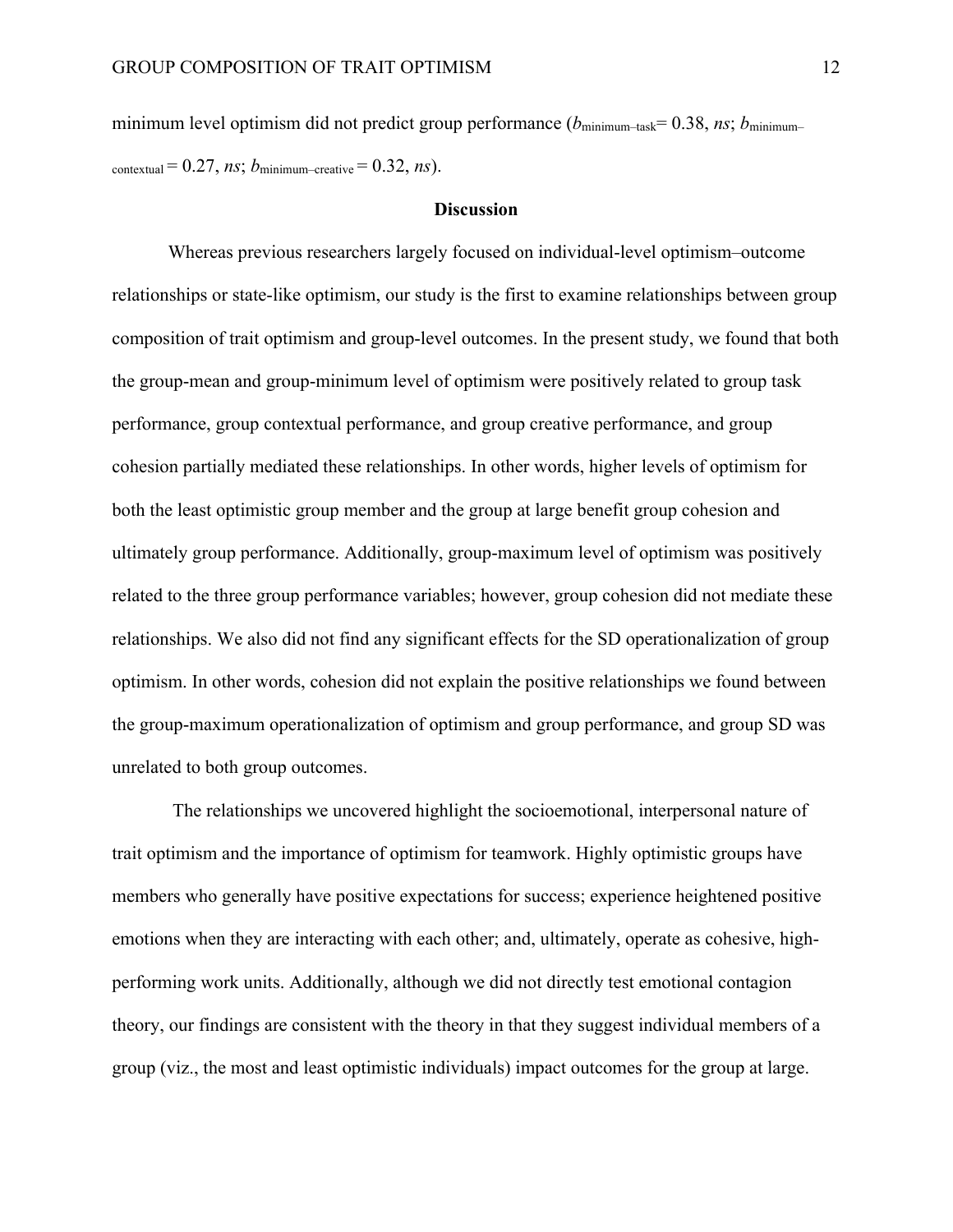minimum level optimism did not predict group performance ($b_{\text{minimum–task}} = 0.38$, *ns*; $b_{\text{minimum–contextual}} = 0.27$, *ns*; $b_{\text{minimum–creative}} = 0.32$, *ns*).

## Discussion

Whereas previous researchers largely focused on individual-level optimism–outcome relationships or state-like optimism, our study is the first to examine relationships between group composition of trait optimism and group-level outcomes. In the present study, we found that both the group-mean and group-minimum level of optimism were positively related to group task performance, group contextual performance, and group creative performance, and group cohesion partially mediated these relationships. In other words, higher levels of optimism for both the least optimistic group member and the group at large benefit group cohesion and ultimately group performance. Additionally, group-maximum level of optimism was positively related to the three group performance variables; however, group cohesion did not mediate these relationships. We also did not find any significant effects for the SD operationalization of group optimism. In other words, cohesion did not explain the positive relationships we found between the group-maximum operationalization of optimism and group performance, and group SD was unrelated to both group outcomes.

The relationships we uncovered highlight the socioemotional, interpersonal nature of trait optimism and the importance of optimism for teamwork. Highly optimistic groups have members who generally have positive expectations for success; experience heightened positive emotions when they are interacting with each other; and, ultimately, operate as cohesive, high-performing work units. Additionally, although we did not directly test emotional contagion theory, our findings are consistent with the theory in that they suggest individual members of a group (viz., the most and least optimistic individuals) impact outcomes for the group at large.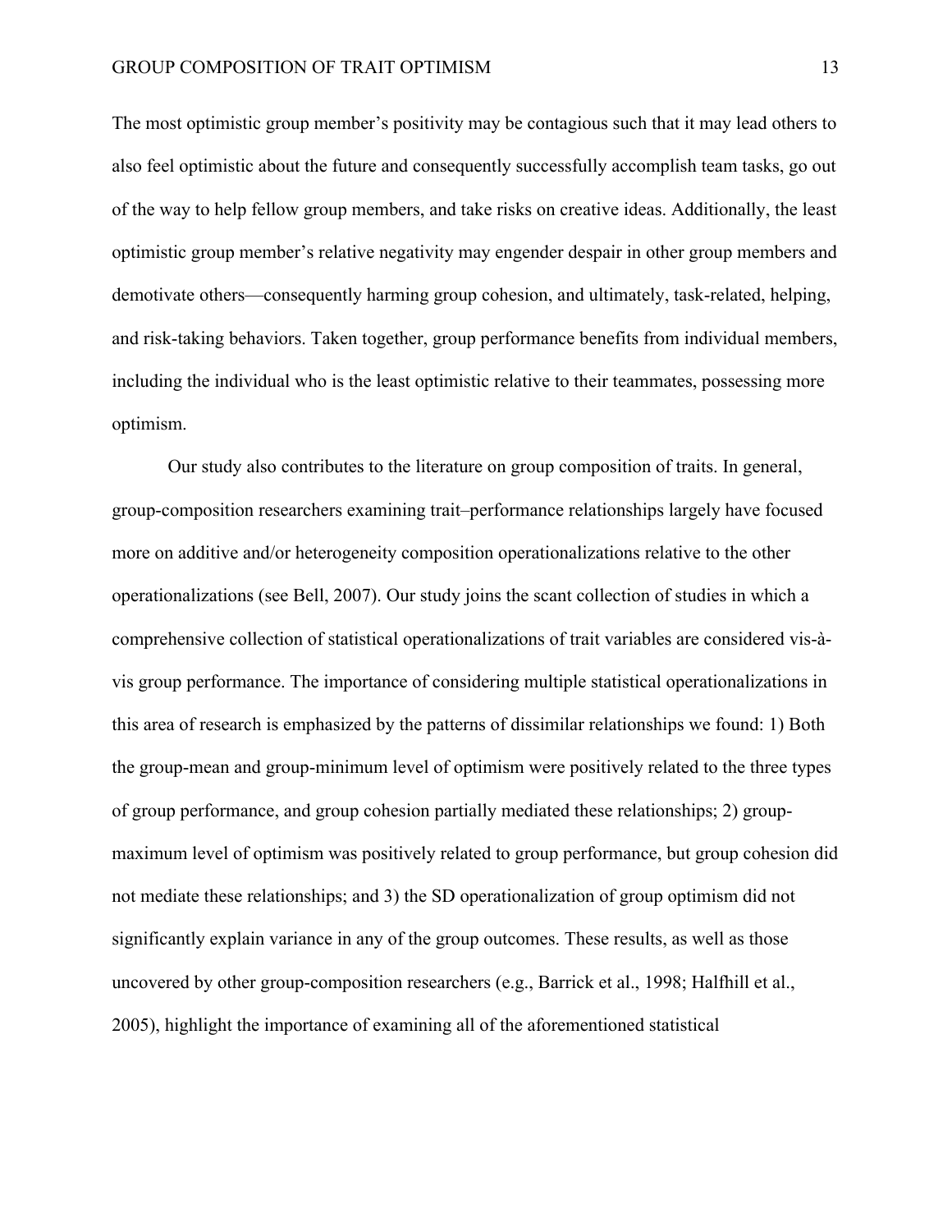The most optimistic group member's positivity may be contagious such that it may lead others to also feel optimistic about the future and consequently successfully accomplish team tasks, go out of the way to help fellow group members, and take risks on creative ideas. Additionally, the least optimistic group member's relative negativity may engender despair in other group members and demotivate others—consequently harming group cohesion, and ultimately, task-related, helping, and risk-taking behaviors. Taken together, group performance benefits from individual members, including the individual who is the least optimistic relative to their teammates, possessing more optimism.

Our study also contributes to the literature on group composition of traits. In general, group-composition researchers examining trait–performance relationships largely have focused more on additive and/or heterogeneity composition operationalizations relative to the other operationalizations (see Bell, 2007). Our study joins the scant collection of studies in which a comprehensive collection of statistical operationalizations of trait variables are considered vis-à-vis group performance. The importance of considering multiple statistical operationalizations in this area of research is emphasized by the patterns of dissimilar relationships we found: 1) Both the group-mean and group-minimum level of optimism were positively related to the three types of group performance, and group cohesion partially mediated these relationships; 2) group-maximum level of optimism was positively related to group performance, but group cohesion did not mediate these relationships; and 3) the SD operationalization of group optimism did not significantly explain variance in any of the group outcomes. These results, as well as those uncovered by other group-composition researchers (e.g., Barrick et al., 1998; Halfhill et al., 2005), highlight the importance of examining all of the aforementioned statistical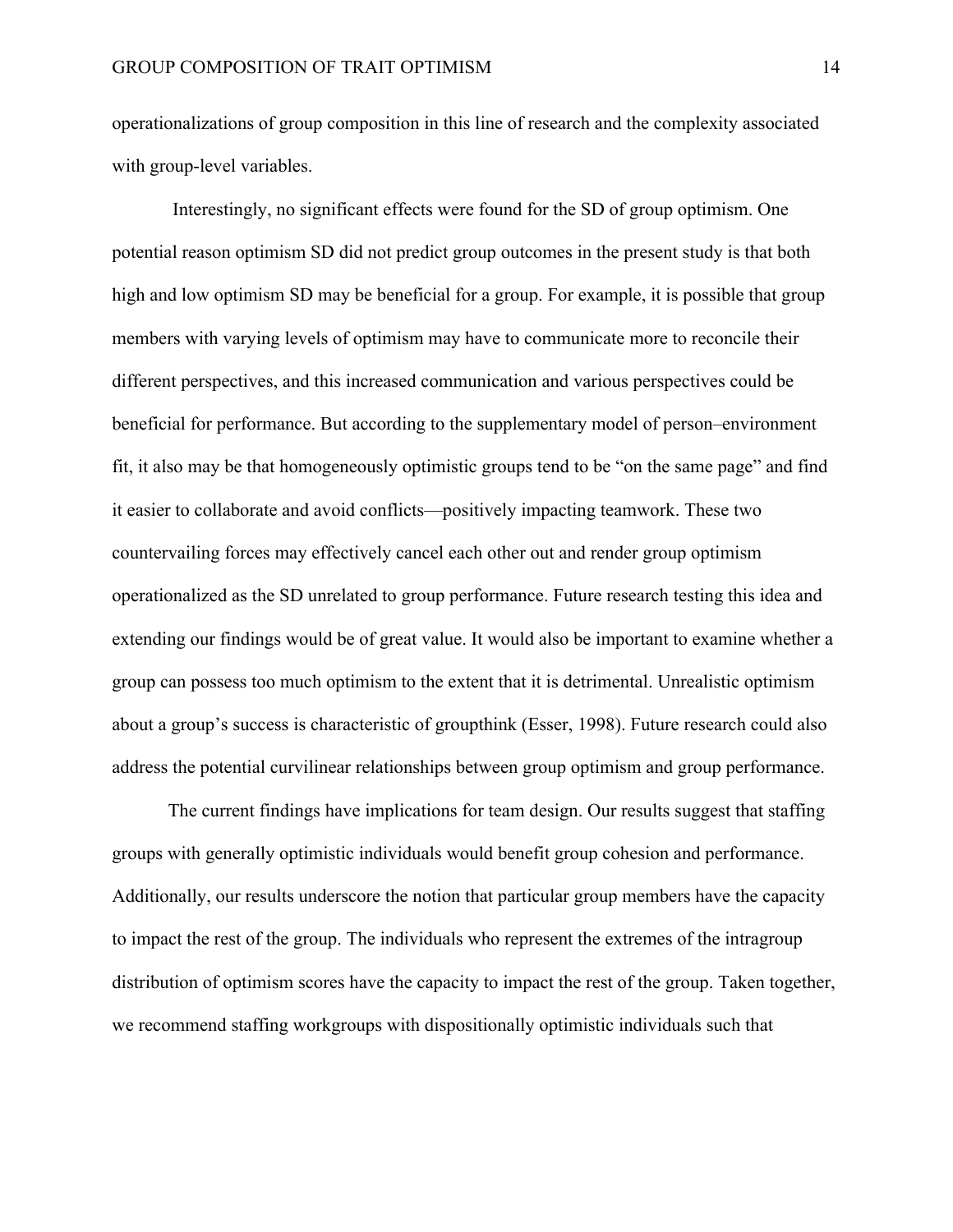operationalizations of group composition in this line of research and the complexity associated with group-level variables.

Interestingly, no significant effects were found for the SD of group optimism. One potential reason optimism SD did not predict group outcomes in the present study is that both high and low optimism SD may be beneficial for a group. For example, it is possible that group members with varying levels of optimism may have to communicate more to reconcile their different perspectives, and this increased communication and various perspectives could be beneficial for performance. But according to the supplementary model of person–environment fit, it also may be that homogeneously optimistic groups tend to be "on the same page" and find it easier to collaborate and avoid conflicts—positively impacting teamwork. These two countervailing forces may effectively cancel each other out and render group optimism operationalized as the SD unrelated to group performance. Future research testing this idea and extending our findings would be of great value. It would also be important to examine whether a group can possess too much optimism to the extent that it is detrimental. Unrealistic optimism about a group's success is characteristic of groupthink (Esser, 1998). Future research could also address the potential curvilinear relationships between group optimism and group performance.

The current findings have implications for team design. Our results suggest that staffing groups with generally optimistic individuals would benefit group cohesion and performance. Additionally, our results underscore the notion that particular group members have the capacity to impact the rest of the group. The individuals who represent the extremes of the intragroup distribution of optimism scores have the capacity to impact the rest of the group. Taken together, we recommend staffing workgroups with dispositionally optimistic individuals such that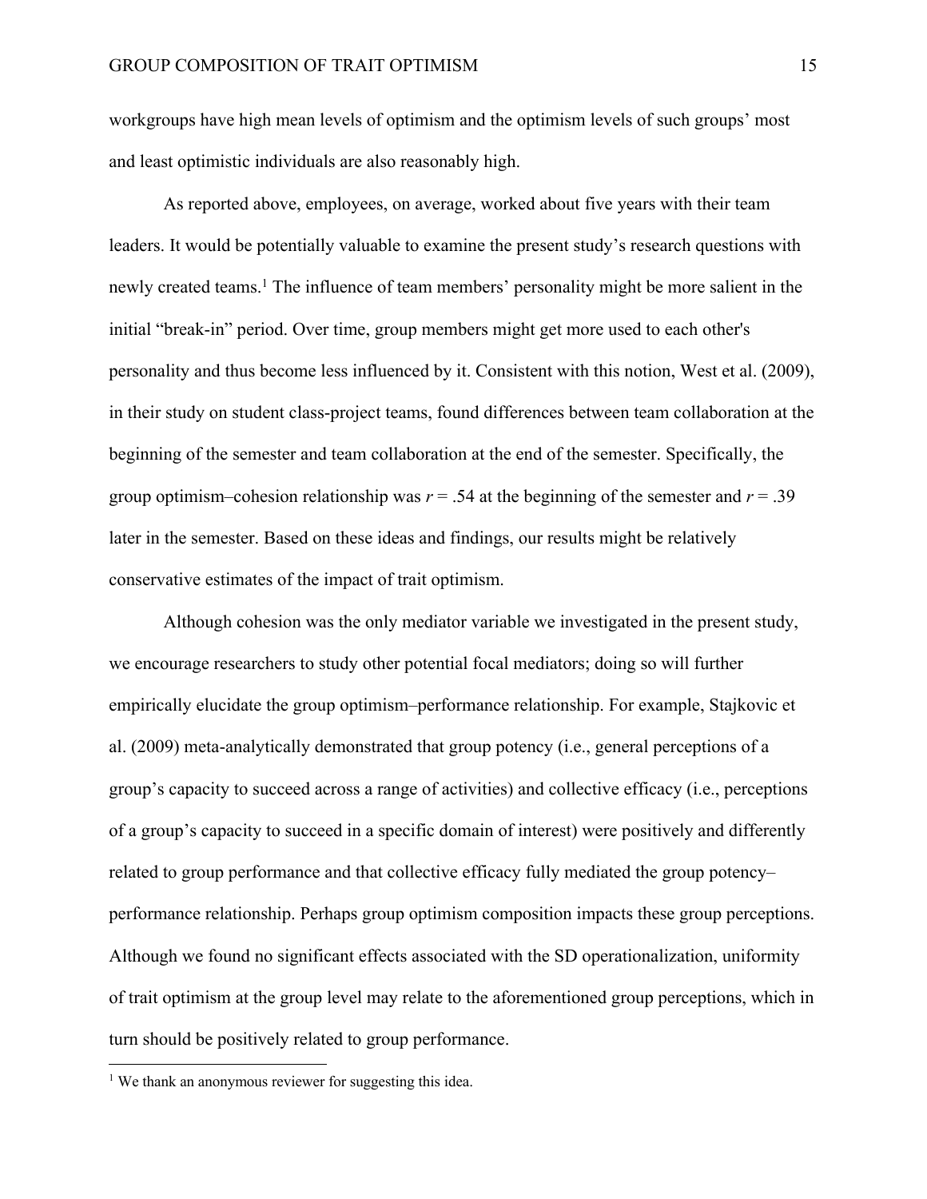workgroups have high mean levels of optimism and the optimism levels of such groups' most and least optimistic individuals are also reasonably high.

As reported above, employees, on average, worked about five years with their team leaders. It would be potentially valuable to examine the present study's research questions with newly created teams.[1] The influence of team members' personality might be more salient in the initial "break-in" period. Over time, group members might get more used to each other's personality and thus become less influenced by it. Consistent with this notion, West et al. (2009), in their study on student class-project teams, found differences between team collaboration at the beginning of the semester and team collaboration at the end of the semester. Specifically, the group optimism–cohesion relationship was $r = .54$ at the beginning of the semester and $r = .39$ later in the semester. Based on these ideas and findings, our results might be relatively conservative estimates of the impact of trait optimism.

Although cohesion was the only mediator variable we investigated in the present study, we encourage researchers to study other potential focal mediators; doing so will further empirically elucidate the group optimism–performance relationship. For example, Stajkovic et al. (2009) meta-analytically demonstrated that group potency (i.e., general perceptions of a group's capacity to succeed across a range of activities) and collective efficacy (i.e., perceptions of a group's capacity to succeed in a specific domain of interest) were positively and differently related to group performance and that collective efficacy fully mediated the group potency–performance relationship. Perhaps group optimism composition impacts these group perceptions. Although we found no significant effects associated with the SD operationalization, uniformity of trait optimism at the group level may relate to the aforementioned group perceptions, which in turn should be positively related to group performance.

---

[1] We thank an anonymous reviewer for suggesting this idea.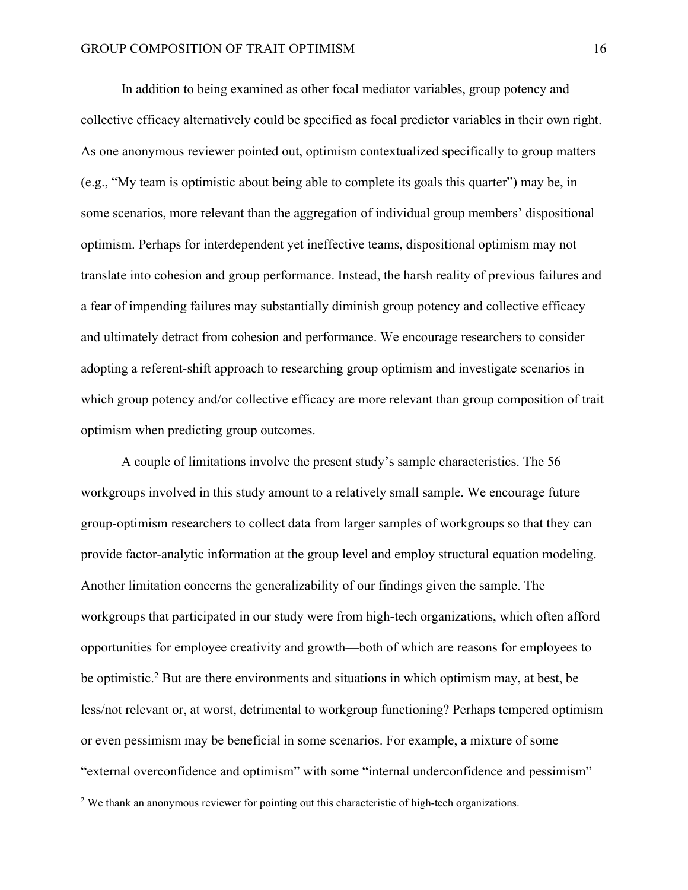In addition to being examined as other focal mediator variables, group potency and collective efficacy alternatively could be specified as focal predictor variables in their own right. As one anonymous reviewer pointed out, optimism contextualized specifically to group matters (e.g., "My team is optimistic about being able to complete its goals this quarter") may be, in some scenarios, more relevant than the aggregation of individual group members' dispositional optimism. Perhaps for interdependent yet ineffective teams, dispositional optimism may not translate into cohesion and group performance. Instead, the harsh reality of previous failures and a fear of impending failures may substantially diminish group potency and collective efficacy and ultimately detract from cohesion and performance. We encourage researchers to consider adopting a referent-shift approach to researching group optimism and investigate scenarios in which group potency and/or collective efficacy are more relevant than group composition of trait optimism when predicting group outcomes.

A couple of limitations involve the present study's sample characteristics. The 56 workgroups involved in this study amount to a relatively small sample. We encourage future group-optimism researchers to collect data from larger samples of workgroups so that they can provide factor-analytic information at the group level and employ structural equation modeling. Another limitation concerns the generalizability of our findings given the sample. The workgroups that participated in our study were from high-tech organizations, which often afford opportunities for employee creativity and growth—both of which are reasons for employees to be optimistic.[2] But are there environments and situations in which optimism may, at best, be less/not relevant or, at worst, detrimental to workgroup functioning? Perhaps tempered optimism or even pessimism may be beneficial in some scenarios. For example, a mixture of some "external overconfidence and optimism" with some "internal underconfidence and pessimism"

[2] We thank an anonymous reviewer for pointing out this characteristic of high-tech organizations.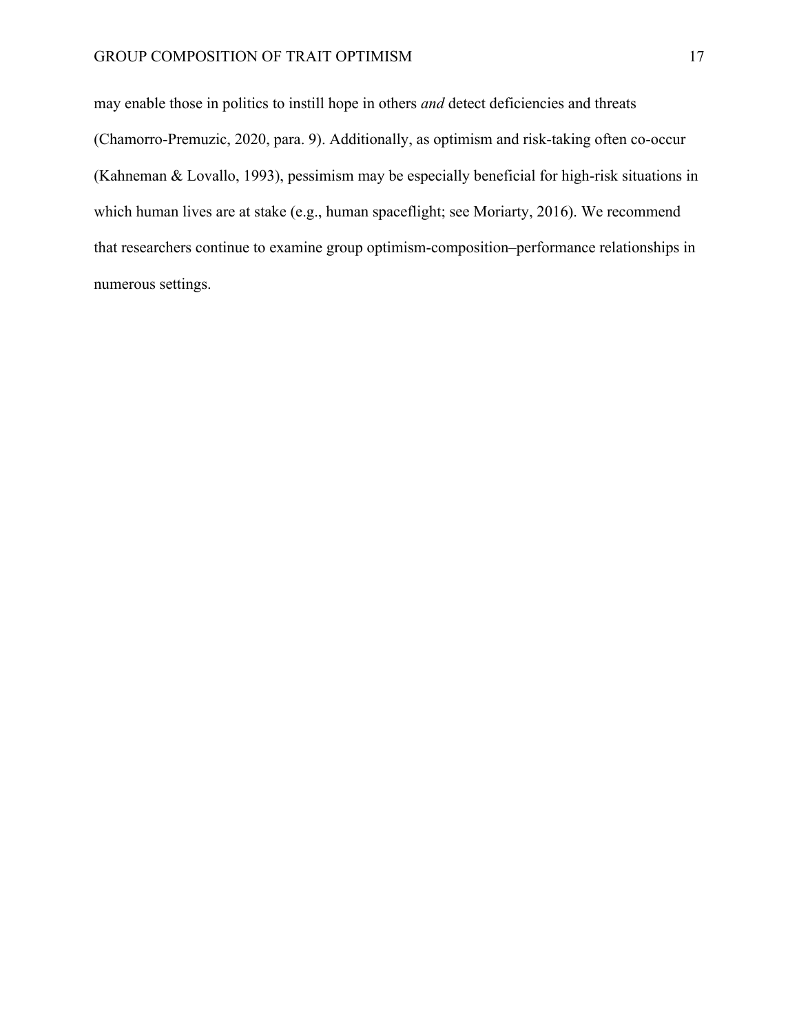may enable those in politics to instill hope in others *and* detect deficiencies and threats (Chamorro-Premuzic, 2020, para. 9). Additionally, as optimism and risk-taking often co-occur (Kahneman & Lovallo, 1993), pessimism may be especially beneficial for high-risk situations in which human lives are at stake (e.g., human spaceflight; see Moriarty, 2016). We recommend that researchers continue to examine group optimism-composition–performance relationships in numerous settings.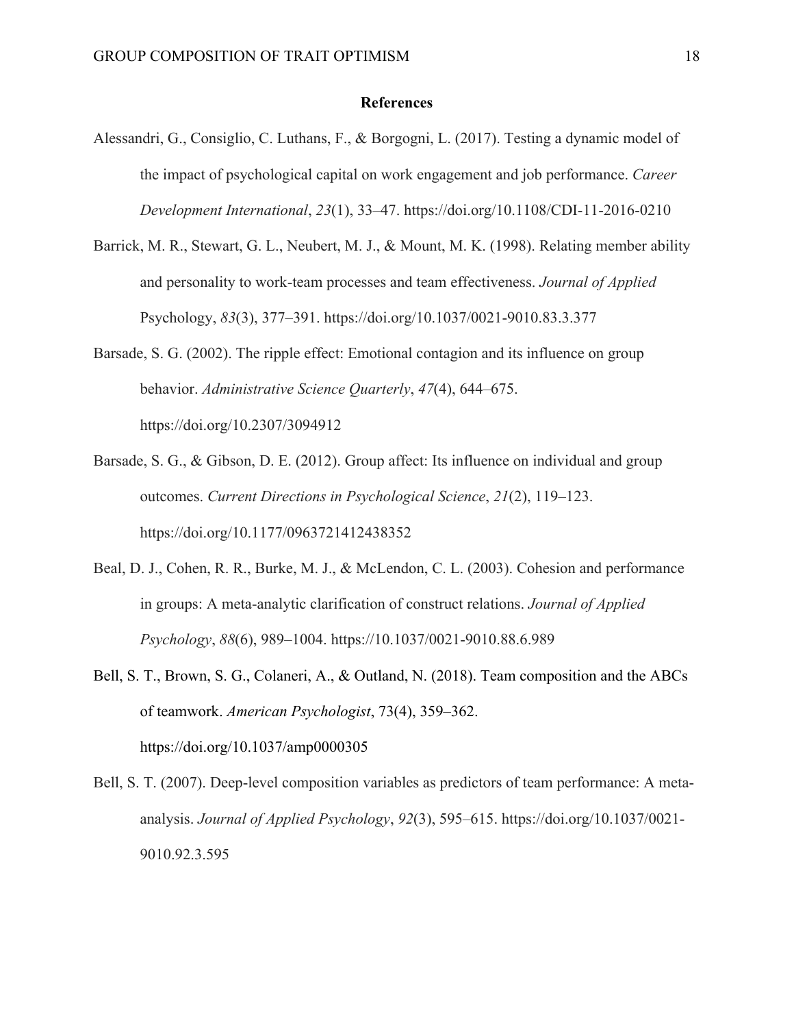## References

Alessandri, G., Consiglio, C. Luthans, F., & Borgogni, L. (2017). Testing a dynamic model of the impact of psychological capital on work engagement and job performance. *Career Development International*, *23*(1), 33–47. https://doi.org/10.1108/CDI-11-2016-0210

Barrick, M. R., Stewart, G. L., Neubert, M. J., & Mount, M. K. (1998). Relating member ability and personality to work-team processes and team effectiveness. *Journal of Applied* Psychology, *83*(3), 377–391. https://doi.org/10.1037/0021-9010.83.3.377

Barsade, S. G. (2002). The ripple effect: Emotional contagion and its influence on group behavior. *Administrative Science Quarterly*, *47*(4), 644–675. https://doi.org/10.2307/3094912

Barsade, S. G., & Gibson, D. E. (2012). Group affect: Its influence on individual and group outcomes. *Current Directions in Psychological Science*, *21*(2), 119–123. https://doi.org/10.1177/0963721412438352

Beal, D. J., Cohen, R. R., Burke, M. J., & McLendon, C. L. (2003). Cohesion and performance in groups: A meta-analytic clarification of construct relations. *Journal of Applied Psychology*, *88*(6), 989–1004. https://10.1037/0021-9010.88.6.989

Bell, S. T., Brown, S. G., Colaneri, A., & Outland, N. (2018). Team composition and the ABCs of teamwork. *American Psychologist*, 73(4), 359–362. https://doi.org/10.1037/amp0000305

Bell, S. T. (2007). Deep-level composition variables as predictors of team performance: A meta-analysis. *Journal of Applied Psychology*, *92*(3), 595–615. https://doi.org/10.1037/0021-9010.92.3.595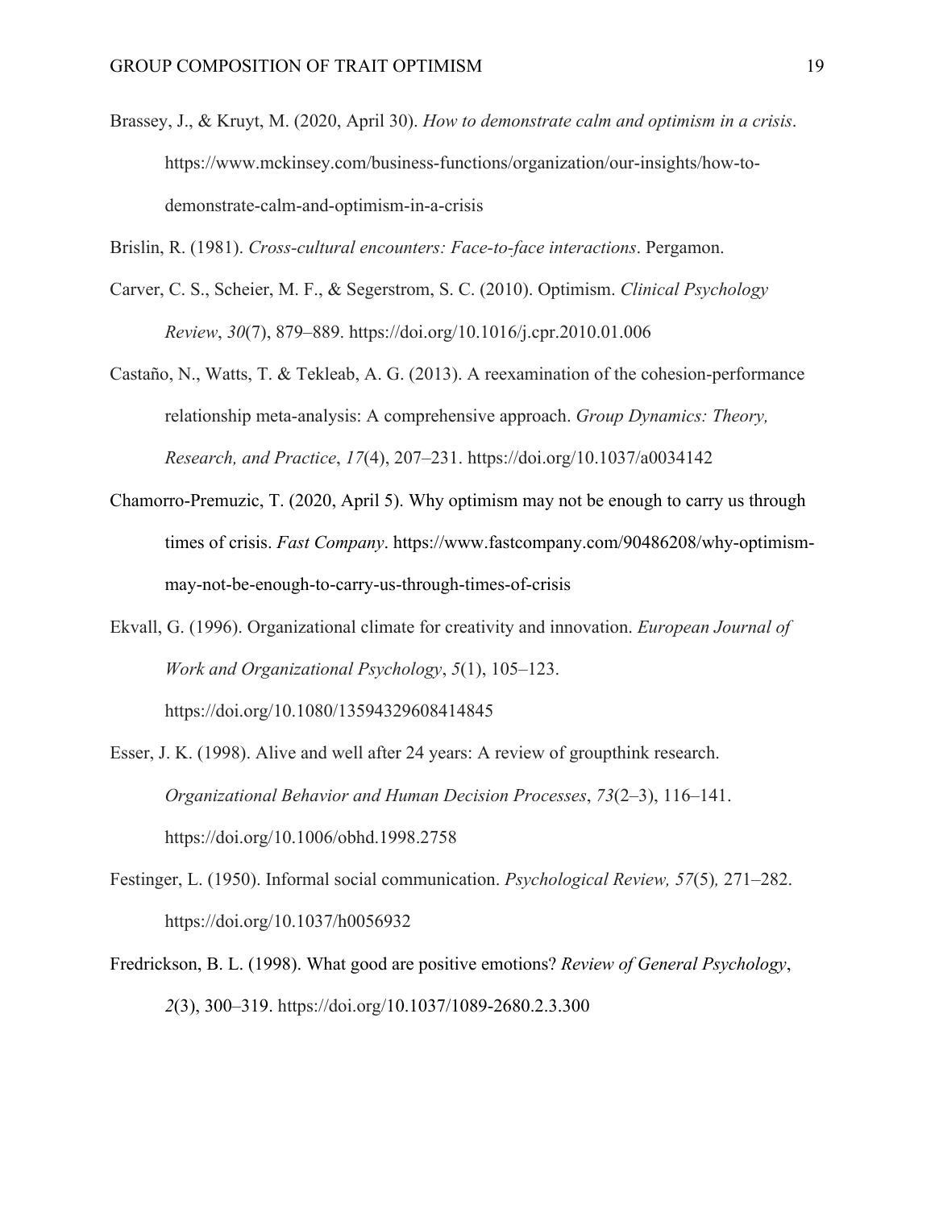Brassey, J., & Kruyt, M. (2020, April 30). *How to demonstrate calm and optimism in a crisis*. https://www.mckinsey.com/business-functions/organization/our-insights/how-to-demonstrate-calm-and-optimism-in-a-crisis

Brislin, R. (1981). *Cross-cultural encounters: Face-to-face interactions*. Pergamon.

Carver, C. S., Scheier, M. F., & Segerstrom, S. C. (2010). Optimism. *Clinical Psychology Review*, *30*(7), 879–889. https://doi.org/10.1016/j.cpr.2010.01.006

Castaño, N., Watts, T. & Tekleab, A. G. (2013). A reexamination of the cohesion-performance relationship meta-analysis: A comprehensive approach. *Group Dynamics: Theory, Research, and Practice*, *17*(4), 207–231. https://doi.org/10.1037/a0034142

Chamorro-Premuzic, T. (2020, April 5). Why optimism may not be enough to carry us through times of crisis. *Fast Company*. https://www.fastcompany.com/90486208/why-optimism-may-not-be-enough-to-carry-us-through-times-of-crisis

Ekvall, G. (1996). Organizational climate for creativity and innovation. *European Journal of Work and Organizational Psychology*, *5*(1), 105–123. https://doi.org/10.1080/13594329608414845

Esser, J. K. (1998). Alive and well after 24 years: A review of groupthink research. *Organizational Behavior and Human Decision Processes*, *73*(2–3), 116–141. https://doi.org/10.1006/obhd.1998.2758

Festinger, L. (1950). Informal social communication. *Psychological Review, 57*(5)*,* 271–282. https://doi.org/10.1037/h0056932

Fredrickson, B. L. (1998). What good are positive emotions? *Review of General Psychology*, *2*(3), 300–319. https://doi.org/10.1037/1089-2680.2.3.300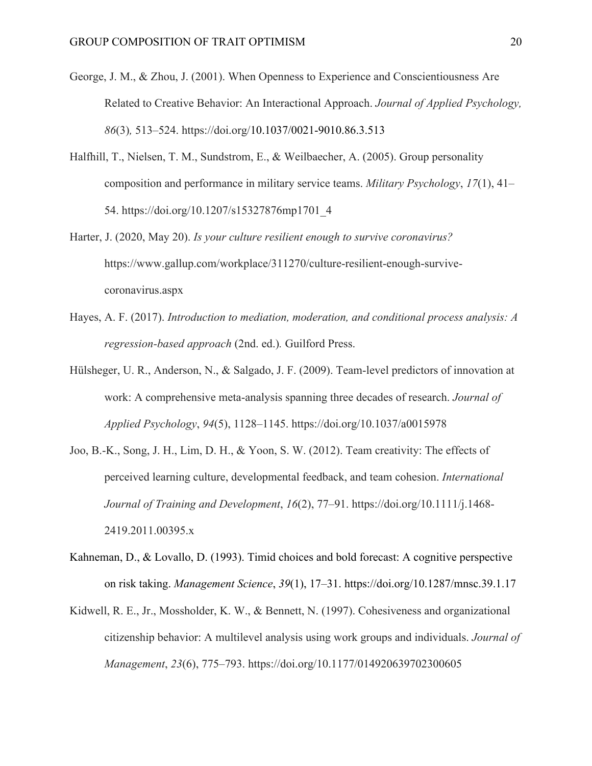George, J. M., & Zhou, J. (2001). When Openness to Experience and Conscientiousness Are Related to Creative Behavior: An Interactional Approach. *Journal of Applied Psychology, 86*(3)*,* 513–524. https://doi.org/10.1037/0021-9010.86.3.513

Halfhill, T., Nielsen, T. M., Sundstrom, E., & Weilbaecher, A. (2005). Group personality composition and performance in military service teams. *Military Psychology*, *17*(1), 41–54. https://doi.org/10.1207/s15327876mp1701_4

Harter, J. (2020, May 20). *Is your culture resilient enough to survive coronavirus?* https://www.gallup.com/workplace/311270/culture-resilient-enough-survive-coronavirus.aspx

Hayes, A. F. (2017). *Introduction to mediation, moderation, and conditional process analysis: A regression-based approach* (2nd. ed.). Guilford Press.

Hülsheger, U. R., Anderson, N., & Salgado, J. F. (2009). Team-level predictors of innovation at work: A comprehensive meta-analysis spanning three decades of research. *Journal of Applied Psychology*, *94*(5), 1128–1145. https://doi.org/10.1037/a0015978

Joo, B.-K., Song, J. H., Lim, D. H., & Yoon, S. W. (2012). Team creativity: The effects of perceived learning culture, developmental feedback, and team cohesion. *International Journal of Training and Development*, *16*(2), 77–91. https://doi.org/10.1111/j.1468-2419.2011.00395.x

Kahneman, D., & Lovallo, D. (1993). Timid choices and bold forecast: A cognitive perspective on risk taking. *Management Science*, *39*(1), 17–31. https://doi.org/10.1287/mnsc.39.1.17

Kidwell, R. E., Jr., Mossholder, K. W., & Bennett, N. (1997). Cohesiveness and organizational citizenship behavior: A multilevel analysis using work groups and individuals. *Journal of Management*, *23*(6), 775–793. https://doi.org/10.1177/014920639702300605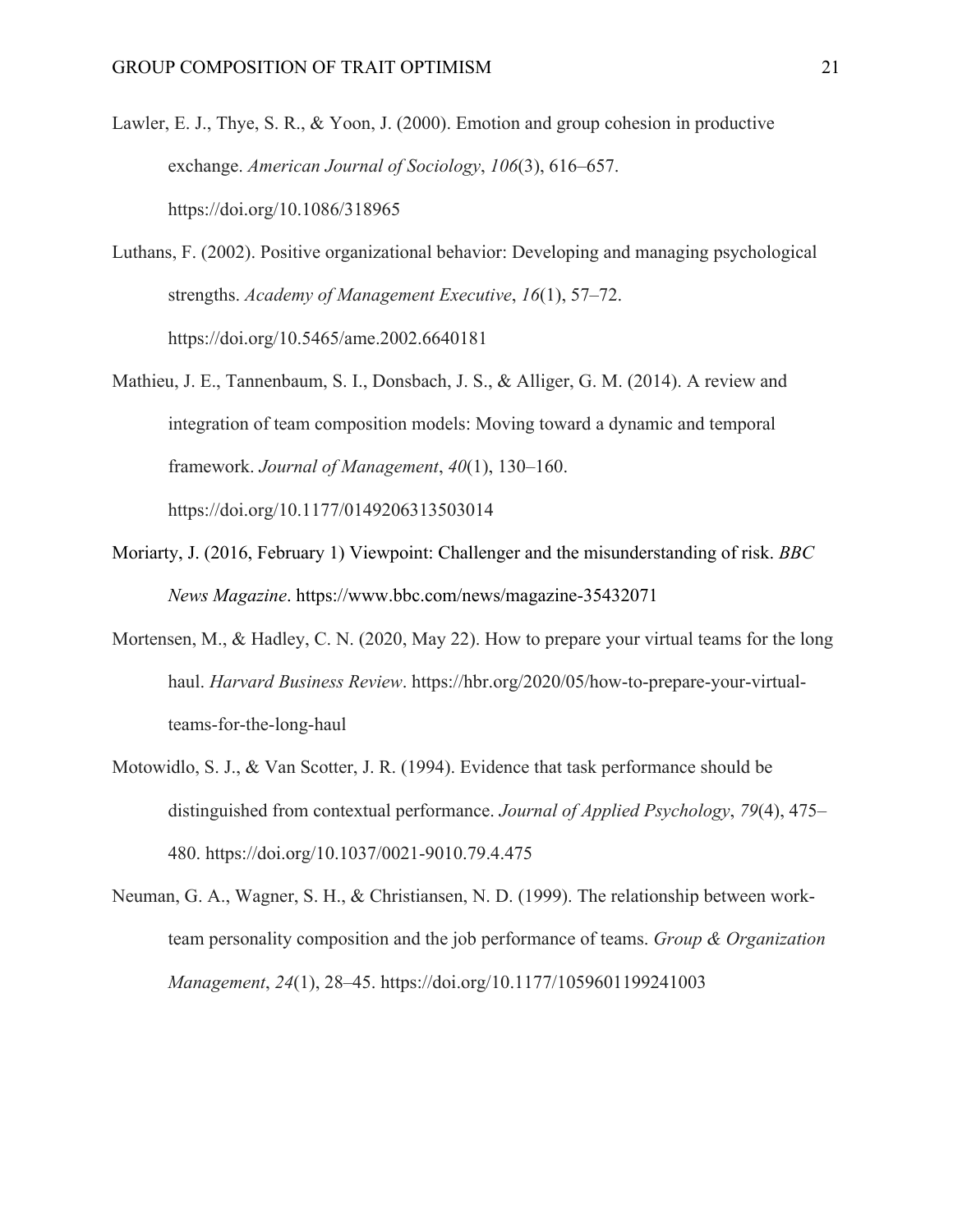Lawler, E. J., Thye, S. R., & Yoon, J. (2000). Emotion and group cohesion in productive exchange. *American Journal of Sociology*, *106*(3), 616–657. https://doi.org/10.1086/318965

Luthans, F. (2002). Positive organizational behavior: Developing and managing psychological strengths. *Academy of Management Executive*, *16*(1), 57–72. https://doi.org/10.5465/ame.2002.6640181

Mathieu, J. E., Tannenbaum, S. I., Donsbach, J. S., & Alliger, G. M. (2014). A review and integration of team composition models: Moving toward a dynamic and temporal framework. *Journal of Management*, *40*(1), 130–160. https://doi.org/10.1177/0149206313503014

Moriarty, J. (2016, February 1) Viewpoint: Challenger and the misunderstanding of risk. *BBC News Magazine*. https://www.bbc.com/news/magazine-35432071

Mortensen, M., & Hadley, C. N. (2020, May 22). How to prepare your virtual teams for the long haul. *Harvard Business Review*. https://hbr.org/2020/05/how-to-prepare-your-virtual-teams-for-the-long-haul

Motowidlo, S. J., & Van Scotter, J. R. (1994). Evidence that task performance should be distinguished from contextual performance. *Journal of Applied Psychology*, *79*(4), 475–480. https://doi.org/10.1037/0021-9010.79.4.475

Neuman, G. A., Wagner, S. H., & Christiansen, N. D. (1999). The relationship between work-team personality composition and the job performance of teams. *Group & Organization Management*, *24*(1), 28–45. https://doi.org/10.1177/1059601199241003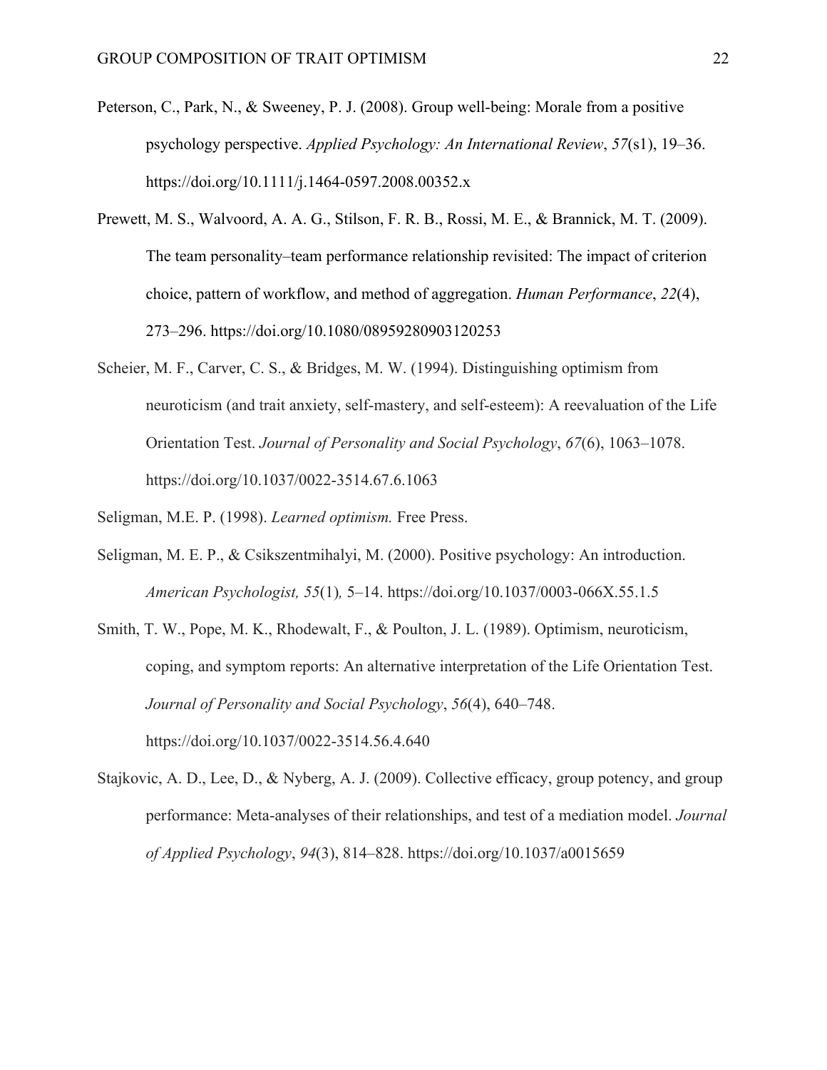Peterson, C., Park, N., & Sweeney, P. J. (2008). Group well-being: Morale from a positive psychology perspective. *Applied Psychology: An International Review*, *57*(s1), 19–36. https://doi.org/10.1111/j.1464-0597.2008.00352.x

Prewett, M. S., Walvoord, A. A. G., Stilson, F. R. B., Rossi, M. E., & Brannick, M. T. (2009). The team personality–team performance relationship revisited: The impact of criterion choice, pattern of workflow, and method of aggregation. *Human Performance*, *22*(4), 273–296. https://doi.org/10.1080/08959280903120253

Scheier, M. F., Carver, C. S., & Bridges, M. W. (1994). Distinguishing optimism from neuroticism (and trait anxiety, self-mastery, and self-esteem): A reevaluation of the Life Orientation Test. *Journal of Personality and Social Psychology*, *67*(6), 1063–1078. https://doi.org/10.1037/0022-3514.67.6.1063

Seligman, M.E. P. (1998). *Learned optimism.* Free Press.

Seligman, M. E. P., & Csikszentmihalyi, M. (2000). Positive psychology: An introduction. *American Psychologist, 55*(1)*,* 5–14. https://doi.org/10.1037/0003-066X.55.1.5

Smith, T. W., Pope, M. K., Rhodewalt, F., & Poulton, J. L. (1989). Optimism, neuroticism, coping, and symptom reports: An alternative interpretation of the Life Orientation Test. *Journal of Personality and Social Psychology*, *56*(4), 640–748. https://doi.org/10.1037/0022-3514.56.4.640

Stajkovic, A. D., Lee, D., & Nyberg, A. J. (2009). Collective efficacy, group potency, and group performance: Meta-analyses of their relationships, and test of a mediation model. *Journal of Applied Psychology*, *94*(3), 814–828. https://doi.org/10.1037/a0015659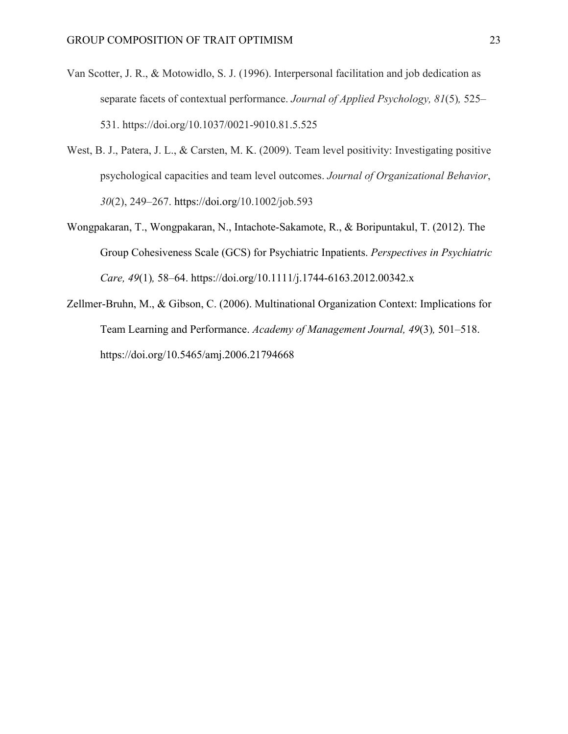Van Scotter, J. R., & Motowidlo, S. J. (1996). Interpersonal facilitation and job dedication as separate facets of contextual performance. *Journal of Applied Psychology, 81*(5)*,* 525–531. https://doi.org/10.1037/0021-9010.81.5.525

West, B. J., Patera, J. L., & Carsten, M. K. (2009). Team level positivity: Investigating positive psychological capacities and team level outcomes. *Journal of Organizational Behavior*, *30*(2), 249–267. https://doi.org/10.1002/job.593

Wongpakaran, T., Wongpakaran, N., Intachote-Sakamote, R., & Boripuntakul, T. (2012). The Group Cohesiveness Scale (GCS) for Psychiatric Inpatients. *Perspectives in Psychiatric Care, 49*(1)*,* 58–64. https://doi.org/10.1111/j.1744-6163.2012.00342.x

Zellmer-Bruhn, M., & Gibson, C. (2006). Multinational Organization Context: Implications for Team Learning and Performance. *Academy of Management Journal, 49*(3)*,* 501–518. https://doi.org/10.5465/amj.2006.21794668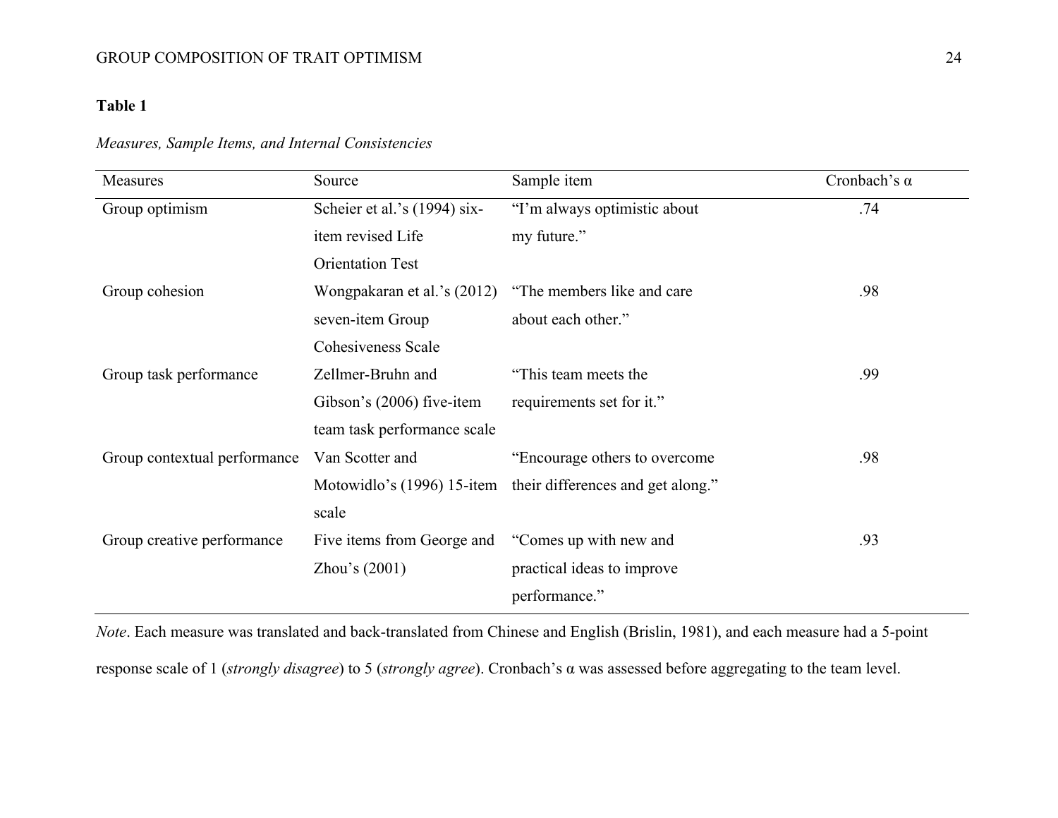**Table 1**

*Measures, Sample Items, and Internal Consistencies*

| Measures | Source | Sample item | Cronbach's α |
|---|---|---|---|
| Group optimism | Scheier et al.'s (1994) six-item revised Life Orientation Test | "I'm always optimistic about my future." | .74 |
| Group cohesion | Wongpakaran et al.'s (2012) seven-item Group Cohesiveness Scale | "The members like and care about each other." | .98 |
| Group task performance | Zellmer-Bruhn and Gibson's (2006) five-item team task performance scale | "This team meets the requirements set for it." | .99 |
| Group contextual performance | Van Scotter and Motowidlo's (1996) 15-item scale | "Encourage others to overcome their differences and get along." | .98 |
| Group creative performance | Five items from George and Zhou's (2001) | "Comes up with new and practical ideas to improve performance." | .93 |

*Note*. Each measure was translated and back-translated from Chinese and English (Brislin, 1981), and each measure had a 5-point response scale of 1 (*strongly disagree*) to 5 (*strongly agree*). Cronbach's α was assessed before aggregating to the team level.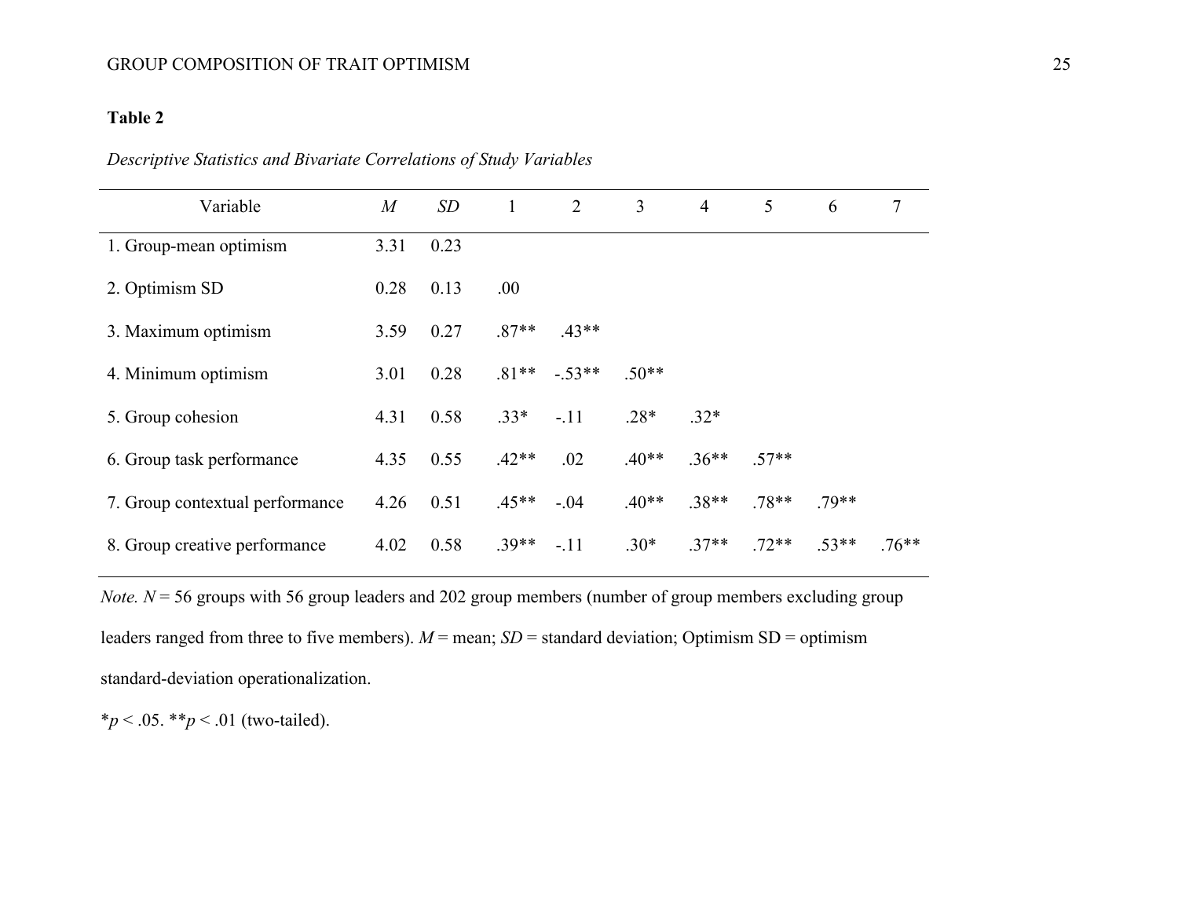**Table 2**

*Descriptive Statistics and Bivariate Correlations of Study Variables*

| Variable | *M* | *SD* | 1 | 2 | 3 | 4 | 5 | 6 | 7 |
|---|---|---|---|---|---|---|---|---|---|
| 1. Group-mean optimism | 3.31 | 0.23 | | | | | | | |
| 2. Optimism SD | 0.28 | 0.13 | .00 | | | | | | |
| 3. Maximum optimism | 3.59 | 0.27 | .87** | .43** | | | | | |
| 4. Minimum optimism | 3.01 | 0.28 | .81** | -.53** | .50** | | | | |
| 5. Group cohesion | 4.31 | 0.58 | .33* | -.11 | .28* | .32* | | | |
| 6. Group task performance | 4.35 | 0.55 | .42** | .02 | .40** | .36** | .57** | | |
| 7. Group contextual performance | 4.26 | 0.51 | .45** | -.04 | .40** | .38** | .78** | .79** | |
| 8. Group creative performance | 4.02 | 0.58 | .39** | -.11 | .30* | .37** | .72** | .53** | .76** |

*Note. N* = 56 groups with 56 group leaders and 202 group members (number of group members excluding group leaders ranged from three to five members). *M* = mean; *SD* = standard deviation; Optimism SD = optimism standard-deviation operationalization.

\**p* < .05. \*\**p* < .01 (two-tailed).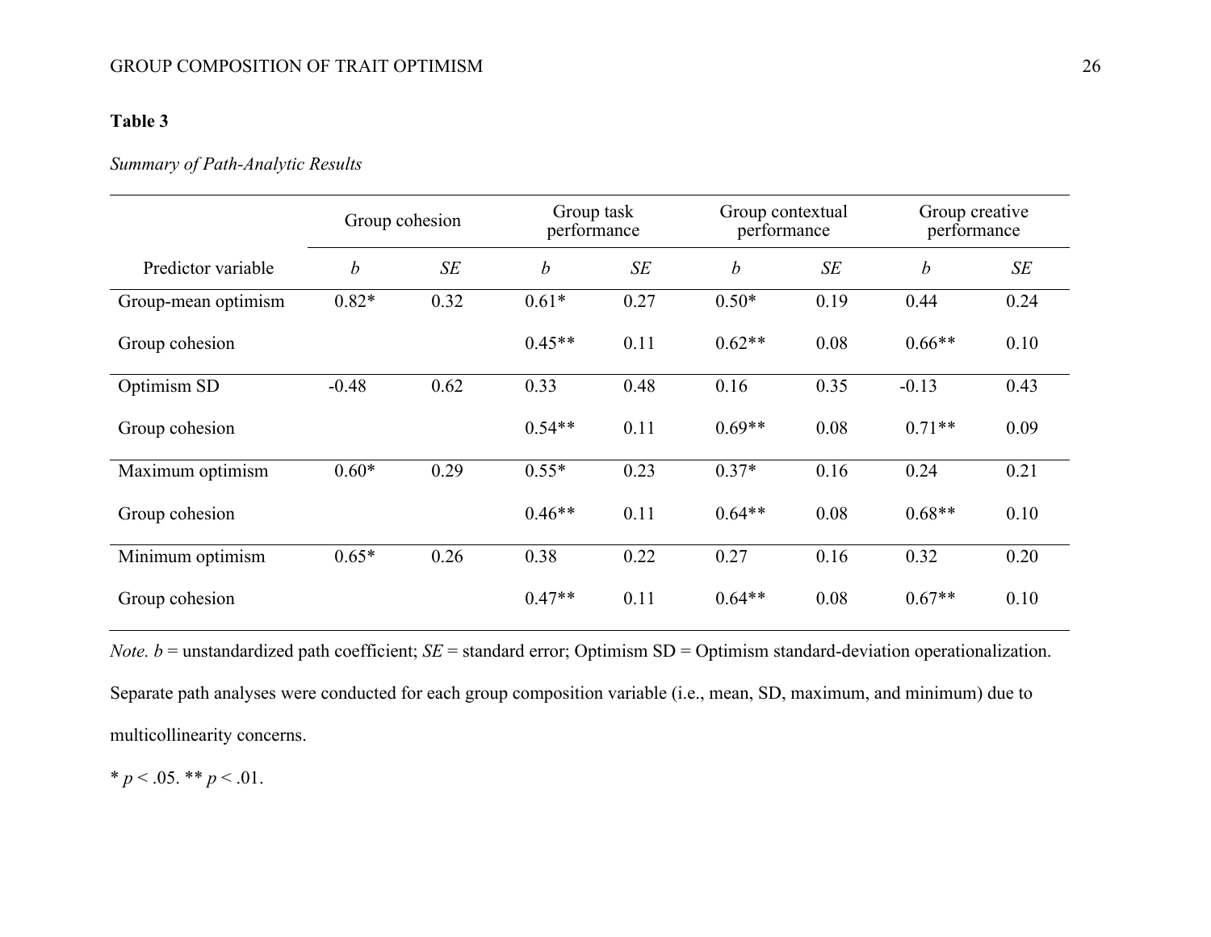**Table 3**

*Summary of Path-Analytic Results*

| | Group cohesion | | Group task performance | | Group contextual performance | | Group creative performance | |
|---|---|---|---|---|---|---|---|---|
| Predictor variable | *b* | *SE* | *b* | *SE* | *b* | *SE* | *b* | *SE* |
| Group-mean optimism | 0.82* | 0.32 | 0.61* | 0.27 | 0.50* | 0.19 | 0.44 | 0.24 |
| Group cohesion | | | 0.45** | 0.11 | 0.62** | 0.08 | 0.66** | 0.10 |
| Optimism SD | -0.48 | 0.62 | 0.33 | 0.48 | 0.16 | 0.35 | -0.13 | 0.43 |
| Group cohesion | | | 0.54** | 0.11 | 0.69** | 0.08 | 0.71** | 0.09 |
| Maximum optimism | 0.60* | 0.29 | 0.55* | 0.23 | 0.37* | 0.16 | 0.24 | 0.21 |
| Group cohesion | | | 0.46** | 0.11 | 0.64** | 0.08 | 0.68** | 0.10 |
| Minimum optimism | 0.65* | 0.26 | 0.38 | 0.22 | 0.27 | 0.16 | 0.32 | 0.20 |
| Group cohesion | | | 0.47** | 0.11 | 0.64** | 0.08 | 0.67** | 0.10 |

*Note.* *b* = unstandardized path coefficient; *SE* = standard error; Optimism SD = Optimism standard-deviation operationalization. Separate path analyses were conducted for each group composition variable (i.e., mean, SD, maximum, and minimum) due to multicollinearity concerns.

* $p < .05$. ** $p < .01$.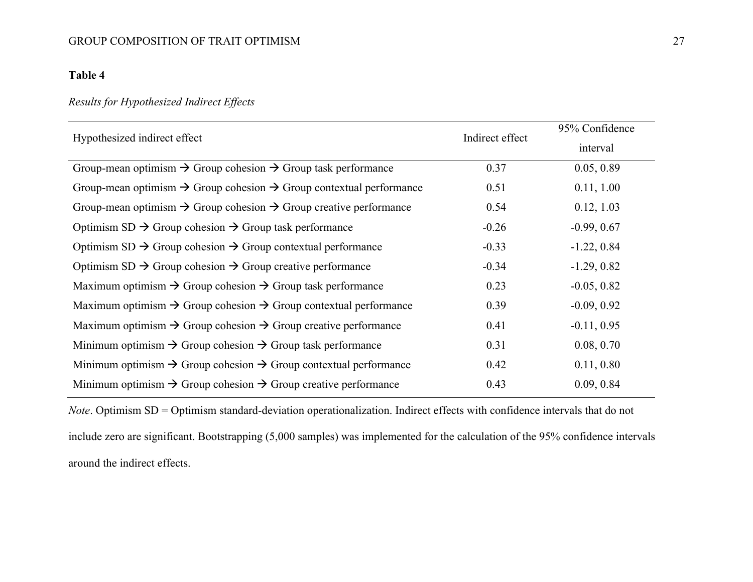**Table 4**

*Results for Hypothesized Indirect Effects*

| Hypothesized indirect effect | Indirect effect | 95% Confidence interval |
|---|---|---|
| Group-mean optimism → Group cohesion → Group task performance | 0.37 | 0.05, 0.89 |
| Group-mean optimism → Group cohesion → Group contextual performance | 0.51 | 0.11, 1.00 |
| Group-mean optimism → Group cohesion → Group creative performance | 0.54 | 0.12, 1.03 |
| Optimism SD → Group cohesion → Group task performance | -0.26 | -0.99, 0.67 |
| Optimism SD → Group cohesion → Group contextual performance | -0.33 | -1.22, 0.84 |
| Optimism SD → Group cohesion → Group creative performance | -0.34 | -1.29, 0.82 |
| Maximum optimism → Group cohesion → Group task performance | 0.23 | -0.05, 0.82 |
| Maximum optimism → Group cohesion → Group contextual performance | 0.39 | -0.09, 0.92 |
| Maximum optimism → Group cohesion → Group creative performance | 0.41 | -0.11, 0.95 |
| Minimum optimism → Group cohesion → Group task performance | 0.31 | 0.08, 0.70 |
| Minimum optimism → Group cohesion → Group contextual performance | 0.42 | 0.11, 0.80 |
| Minimum optimism → Group cohesion → Group creative performance | 0.43 | 0.09, 0.84 |

*Note*. Optimism SD = Optimism standard-deviation operationalization. Indirect effects with confidence intervals that do not include zero are significant. Bootstrapping (5,000 samples) was implemented for the calculation of the 95% confidence intervals around the indirect effects.